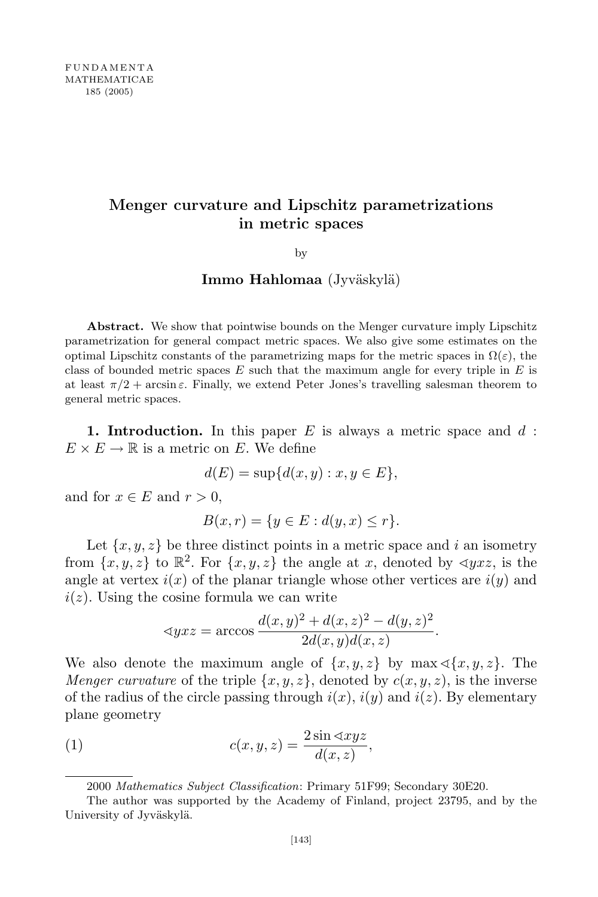# Menger curvature and Lipschitz parametrizations in metric spaces

by

**Immo Hahlomaa** (Jyväskylä)

**Abstract.** We show that pointwise bounds on the Menger curvature imply Lipschitz parametrization for general compact metric spaces. We also give some estimates on the optimal Lipschitz constants of the parametrizing maps for the metric spaces in $\Omega(\varepsilon)$, the class of bounded metric spaces $E$ such that the maximum angle for every triple in $E$ is at least $\pi/2 + \arcsin \varepsilon$. Finally, we extend Peter Jones's travelling salesman theorem to general metric spaces.

**1. Introduction.** In this paper $E$ is always a metric space and $d : E \times E \to \mathbb{R}$ is a metric on $E$. We define

$$d(E) = \sup\{d(x,y) : x, y \in E\},$$

and for $x \in E$ and $r > 0$,

$$B(x,r) = \{y \in E : d(y,x) \le r\}.$$

Let $\{x,y,z\}$ be three distinct points in a metric space and $i$ an isometry from $\{x,y,z\}$ to $\mathbb{R}^2$. For $\{x,y,z\}$ the angle at $x$, denoted by $\sphericalangle yxz$, is the angle at vertex $i(x)$ of the planar triangle whose other vertices are $i(y)$ and $i(z)$. Using the cosine formula we can write

$$\sphericalangle yxz = \arccos \frac{d(x,y)^2 + d(x,z)^2 - d(y,z)^2}{2d(x,y)d(x,z)}.$$

We also denote the maximum angle of $\{x,y,z\}$ by $\max \sphericalangle \{x,y,z\}$. The *Menger curvature* of the triple $\{x,y,z\}$, denoted by $c(x,y,z)$, is the inverse of the radius of the circle passing through $i(x)$, $i(y)$ and $i(z)$. By elementary plane geometry

$$c(x,y,z) = \frac{2 \sin \sphericalangle xyz}{d(x,z)}, \tag{1}$$

2000 *Mathematics Subject Classification*: Primary 51F99; Secondary 30E20.

The author was supported by the Academy of Finland, project 23795, and by the University of Jyväskylä.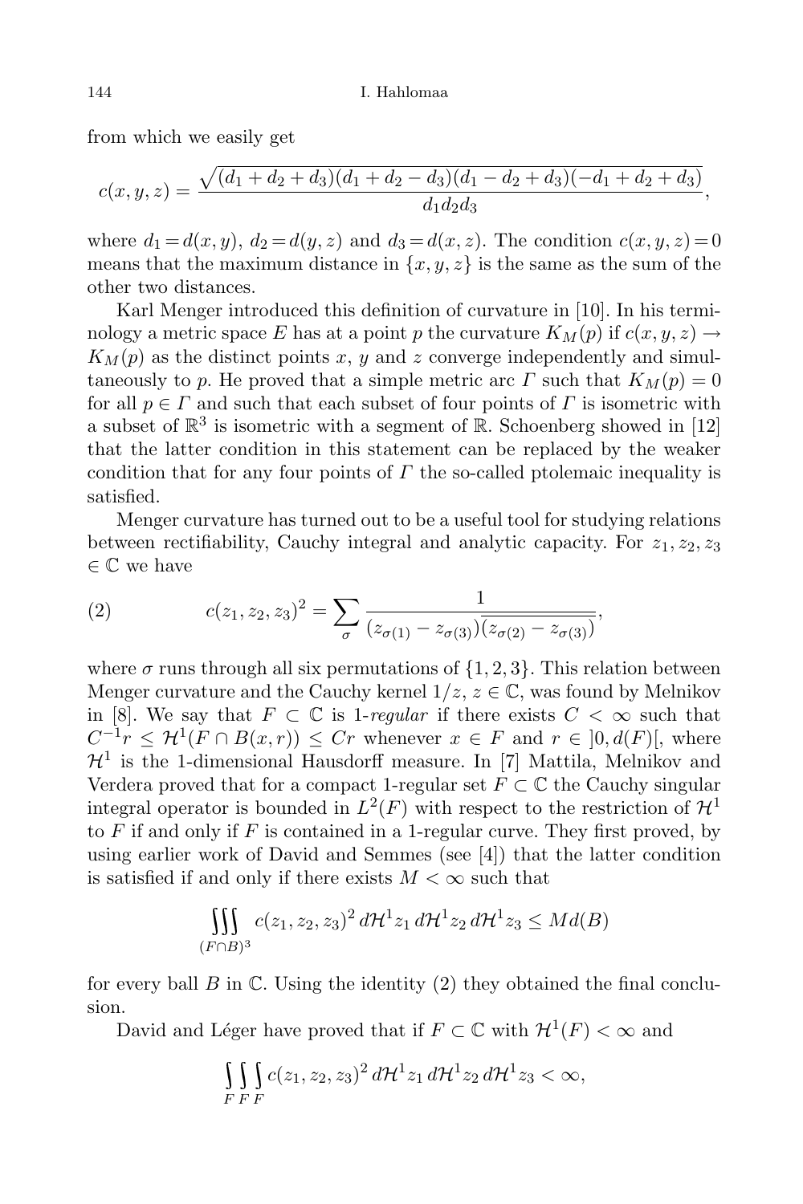from which we easily get

$$c(x,y,z) = \frac{\sqrt{(d_1+d_2+d_3)(d_1+d_2-d_3)(d_1-d_2+d_3)(-d_1+d_2+d_3)}}{d_1 d_2 d_3},$$

where $d_1 = d(x,y)$, $d_2 = d(y,z)$ and $d_3 = d(x,z)$. The condition $c(x,y,z) = 0$ means that the maximum distance in $\{x,y,z\}$ is the same as the sum of the other two distances.

Karl Menger introduced this definition of curvature in [10]. In his terminology a metric space $E$ has at a point $p$ the curvature $K_M(p)$ if $c(x,y,z) \to K_M(p)$ as the distinct points $x$, $y$ and $z$ converge independently and simultaneously to $p$. He proved that a simple metric arc $\Gamma$ such that $K_M(p) = 0$ for all $p \in \Gamma$ and such that each subset of four points of $\Gamma$ is isometric with a subset of $\mathbb{R}^3$ is isometric with a segment of $\mathbb{R}$. Schoenberg showed in [12] that the latter condition in this statement can be replaced by the weaker condition that for any four points of $\Gamma$ the so-called ptolemaic inequality is satisfied.

Menger curvature has turned out to be a useful tool for studying relations between rectifiability, Cauchy integral and analytic capacity. For $z_1, z_2, z_3 \in \mathbb{C}$ we have

$$c(z_1,z_2,z_3)^2 = \sum_{\sigma} \frac{1}{(z_{\sigma(1)} - z_{\sigma(3)})\overline{(z_{\sigma(2)} - z_{\sigma(3)})}}, \tag{2}$$

where $\sigma$ runs through all six permutations of $\{1,2,3\}$. This relation between Menger curvature and the Cauchy kernel $1/z$, $z \in \mathbb{C}$, was found by Melnikov in [8]. We say that $F \subset \mathbb{C}$ is 1-*regular* if there exists $C < \infty$ such that $C^{-1} r \le \mathcal{H}^1(F \cap B(x,r)) \le Cr$ whenever $x \in F$ and $r \in \,]0, d(F)[$, where $\mathcal{H}^1$ is the 1-dimensional Hausdorff measure. In [7] Mattila, Melnikov and Verdera proved that for a compact 1-regular set $F \subset \mathbb{C}$ the Cauchy singular integral operator is bounded in $L^2(F)$ with respect to the restriction of $\mathcal{H}^1$ to $F$ if and only if $F$ is contained in a 1-regular curve. They first proved, by using earlier work of David and Semmes (see [4]) that the latter condition is satisfied if and only if there exists $M < \infty$ such that

$$\iiint_{(F\cap B)^3} c(z_1,z_2,z_3)^2 \, d\mathcal{H}^1 z_1 \, d\mathcal{H}^1 z_2 \, d\mathcal{H}^1 z_3 \le M d(B)$$

for every ball $B$ in $\mathbb{C}$. Using the identity (2) they obtained the final conclusion.

David and Léger have proved that if $F \subset \mathbb{C}$ with $\mathcal{H}^1(F) < \infty$ and

$$\int_F \int_F \int_F c(z_1,z_2,z_3)^2 \, d\mathcal{H}^1 z_1 \, d\mathcal{H}^1 z_2 \, d\mathcal{H}^1 z_3 < \infty,$$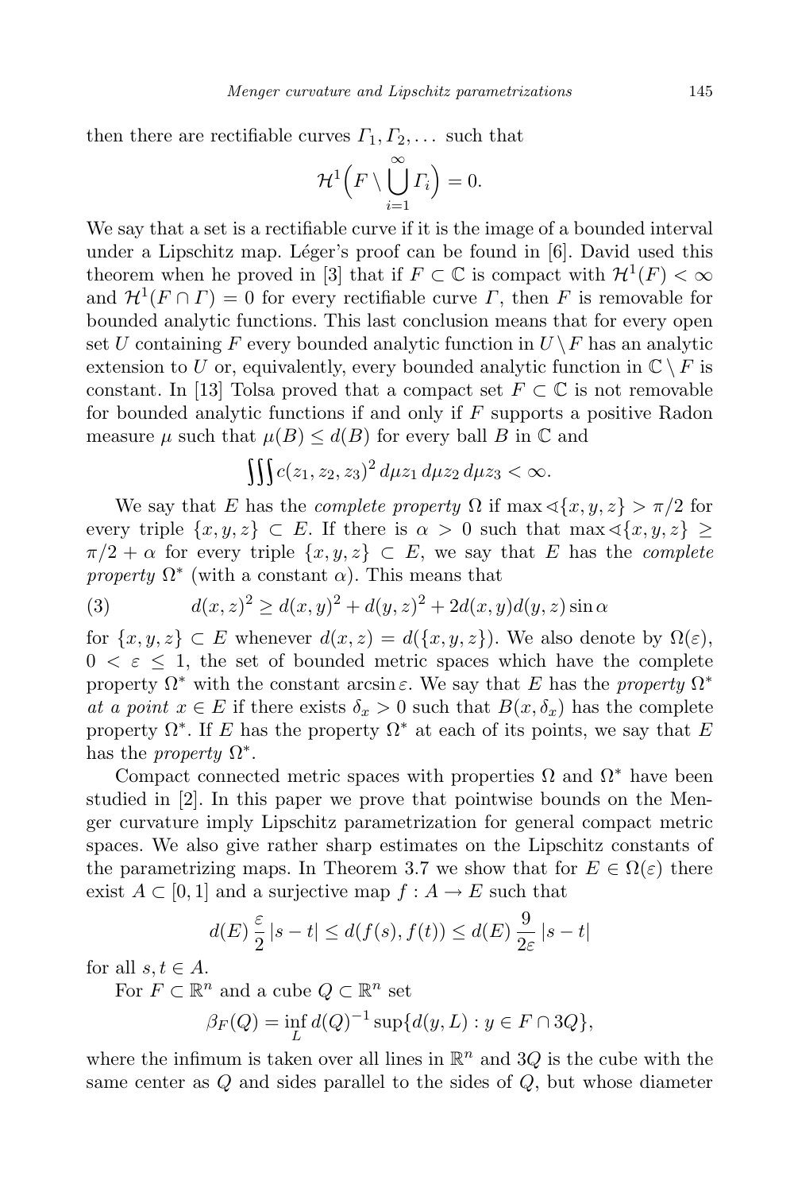then there are rectifiable curves $\Gamma_1, \Gamma_2, \ldots$ such that

$$\mathcal{H}^1\Big(F \setminus \bigcup_{i=1}^{\infty} \Gamma_i\Big) = 0.$$

We say that a set is a rectifiable curve if it is the image of a bounded interval under a Lipschitz map. Léger's proof can be found in [6]. David used this theorem when he proved in [3] that if $F \subset \mathbb{C}$ is compact with $\mathcal{H}^1(F) < \infty$ and $\mathcal{H}^1(F \cap \Gamma) = 0$ for every rectifiable curve $\Gamma$, then $F$ is removable for bounded analytic functions. This last conclusion means that for every open set $U$ containing $F$ every bounded analytic function in $U \setminus F$ has an analytic extension to $U$ or, equivalently, every bounded analytic function in $\mathbb{C} \setminus F$ is constant. In [13] Tolsa proved that a compact set $F \subset \mathbb{C}$ is not removable for bounded analytic functions if and only if $F$ supports a positive Radon measure $\mu$ such that $\mu(B) \le d(B)$ for every ball $B$ in $\mathbb{C}$ and

$$\iiint c(z_1, z_2, z_3)^2 \, d\mu z_1 \, d\mu z_2 \, d\mu z_3 < \infty.$$

We say that $E$ has the *complete property* $\Omega$ if $\max \sphericalangle\{x, y, z\} > \pi/2$ for every triple $\{x, y, z\} \subset E$. If there is $\alpha > 0$ such that $\max \sphericalangle\{x, y, z\} \ge \pi/2 + \alpha$ for every triple $\{x, y, z\} \subset E$, we say that $E$ has the *complete property* $\Omega^*$ (with a constant $\alpha$). This means that

$$d(x, z)^2 \ge d(x, y)^2 + d(y, z)^2 + 2d(x, y)d(y, z)\sin\alpha \tag{3}$$

for $\{x, y, z\} \subset E$ whenever $d(x, z) = d(\{x, y, z\})$. We also denote by $\Omega(\varepsilon)$, $0 < \varepsilon \le 1$, the set of bounded metric spaces which have the complete property $\Omega^*$ with the constant $\arcsin \varepsilon$. We say that $E$ has the *property* $\Omega^*$ *at a point* $x \in E$ if there exists $\delta_x > 0$ such that $B(x, \delta_x)$ has the complete property $\Omega^*$. If $E$ has the property $\Omega^*$ at each of its points, we say that $E$ has the *property* $\Omega^*$.

Compact connected metric spaces with properties $\Omega$ and $\Omega^*$ have been studied in [2]. In this paper we prove that pointwise bounds on the Menger curvature imply Lipschitz parametrization for general compact metric spaces. We also give rather sharp estimates on the Lipschitz constants of the parametrizing maps. In Theorem 3.7 we show that for $E \in \Omega(\varepsilon)$ there exist $A \subset [0, 1]$ and a surjective map $f : A \to E$ such that

$$d(E)\,\frac{\varepsilon}{2}\,|s - t| \le d(f(s), f(t)) \le d(E)\,\frac{9}{2\varepsilon}\,|s - t|$$

for all $s, t \in A$.

For $F \subset \mathbb{R}^n$ and a cube $Q \subset \mathbb{R}^n$ set

$$\beta_F(Q) = \inf_L d(Q)^{-1} \sup\{d(y, L) : y \in F \cap 3Q\},$$

where the infimum is taken over all lines in $\mathbb{R}^n$ and $3Q$ is the cube with the same center as $Q$ and sides parallel to the sides of $Q$, but whose diameter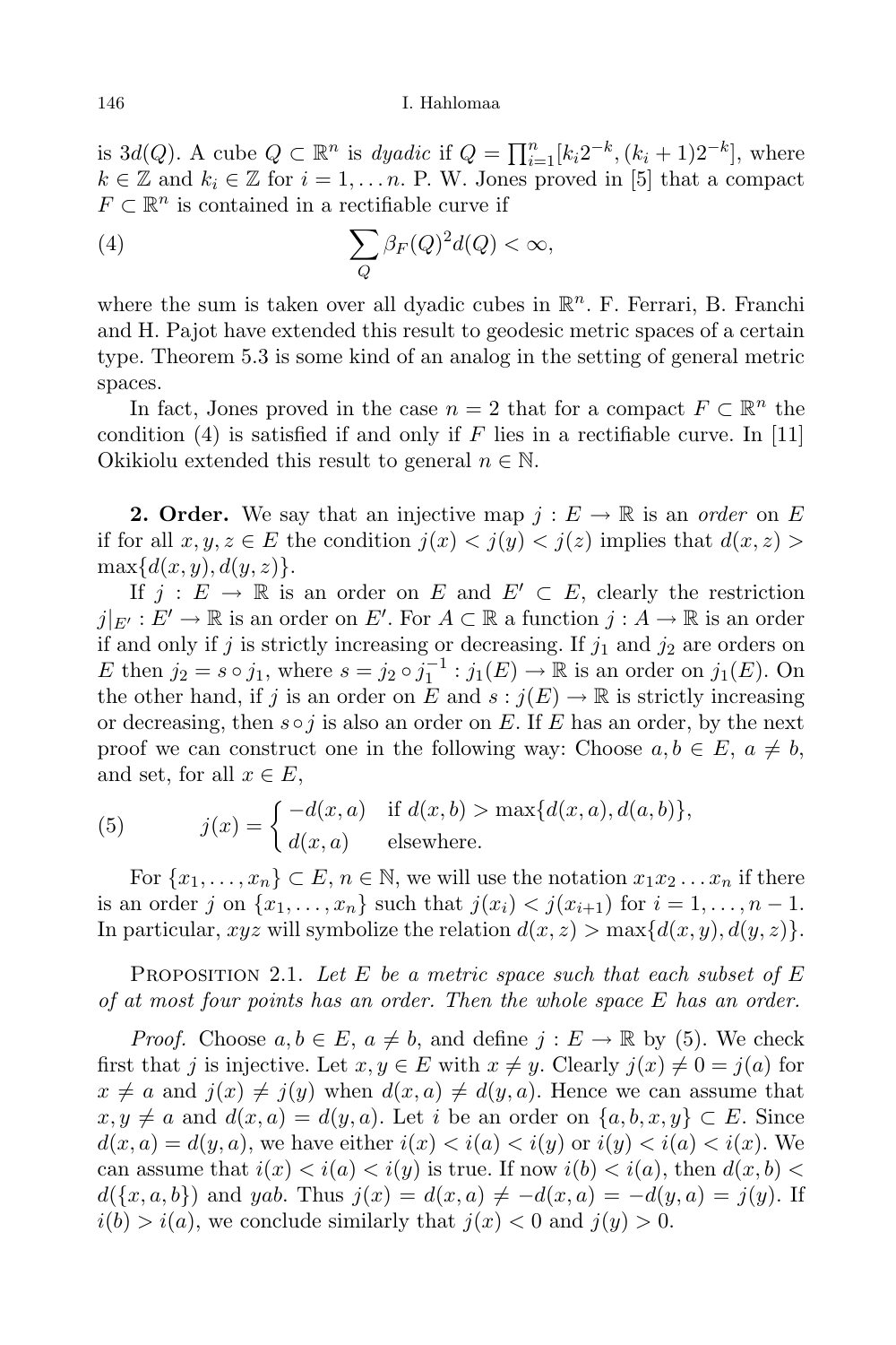is $3d(Q)$. A cube $Q \subset \mathbb{R}^n$ is *dyadic* if $Q = \prod_{i=1}^n [k_i 2^{-k}, (k_i+1)2^{-k}]$, where $k \in \mathbb{Z}$ and $k_i \in \mathbb{Z}$ for $i = 1, \ldots n$. P. W. Jones proved in [5] that a compact $F \subset \mathbb{R}^n$ is contained in a rectifiable curve if

$$\sum_Q \beta_F(Q)^2 d(Q) < \infty, \tag{4}$$

where the sum is taken over all dyadic cubes in $\mathbb{R}^n$. F. Ferrari, B. Franchi and H. Pajot have extended this result to geodesic metric spaces of a certain type. Theorem 5.3 is some kind of an analog in the setting of general metric spaces.

In fact, Jones proved in the case $n = 2$ that for a compact $F \subset \mathbb{R}^n$ the condition (4) is satisfied if and only if $F$ lies in a rectifiable curve. In [11] Okikiolu extended this result to general $n \in \mathbb{N}$.

**2. Order.** We say that an injective map $j : E \to \mathbb{R}$ is an *order* on $E$ if for all $x, y, z \in E$ the condition $j(x) < j(y) < j(z)$ implies that $d(x, z) > \max\{d(x, y), d(y, z)\}$.

If $j : E \to \mathbb{R}$ is an order on $E$ and $E' \subset E$, clearly the restriction $j|_{E'} : E' \to \mathbb{R}$ is an order on $E'$. For $A \subset \mathbb{R}$ a function $j : A \to \mathbb{R}$ is an order if and only if $j$ is strictly increasing or decreasing. If $j_1$ and $j_2$ are orders on $E$ then $j_2 = s \circ j_1$, where $s = j_2 \circ j_1^{-1} : j_1(E) \to \mathbb{R}$ is an order on $j_1(E)$. On the other hand, if $j$ is an order on $E$ and $s : j(E) \to \mathbb{R}$ is strictly increasing or decreasing, then $s \circ j$ is also an order on $E$. If $E$ has an order, by the next proof we can construct one in the following way: Choose $a, b \in E$, $a \neq b$, and set, for all $x \in E$,

$$j(x) = \begin{cases} -d(x, a) & \text{if } d(x, b) > \max\{d(x, a), d(a, b)\}, \\ d(x, a) & \text{elsewhere.} \end{cases} \tag{5}$$

For $\{x_1, \ldots, x_n\} \subset E$, $n \in \mathbb{N}$, we will use the notation $x_1 x_2 \ldots x_n$ if there is an order $j$ on $\{x_1, \ldots, x_n\}$ such that $j(x_i) < j(x_{i+1})$ for $i = 1, \ldots, n-1$. In particular, $xyz$ will symbolize the relation $d(x, z) > \max\{d(x, y), d(y, z)\}$.

Proposition 2.1. *Let $E$ be a metric space such that each subset of $E$ of at most four points has an order. Then the whole space $E$ has an order.*

*Proof.* Choose $a, b \in E$, $a \neq b$, and define $j : E \to \mathbb{R}$ by (5). We check first that $j$ is injective. Let $x, y \in E$ with $x \neq y$. Clearly $j(x) \neq 0 = j(a)$ for $x \neq a$ and $j(x) \neq j(y)$ when $d(x, a) \neq d(y, a)$. Hence we can assume that $x, y \neq a$ and $d(x, a) = d(y, a)$. Let $i$ be an order on $\{a, b, x, y\} \subset E$. Since $d(x, a) = d(y, a)$, we have either $i(x) < i(a) < i(y)$ or $i(y) < i(a) < i(x)$. We can assume that $i(x) < i(a) < i(y)$ is true. If now $i(b) < i(a)$, then $d(x, b) < d(\{x, a, b\})$ and $yab$. Thus $j(x) = d(x, a) \neq -d(x, a) = -d(y, a) = j(y)$. If $i(b) > i(a)$, we conclude similarly that $j(x) < 0$ and $j(y) > 0$.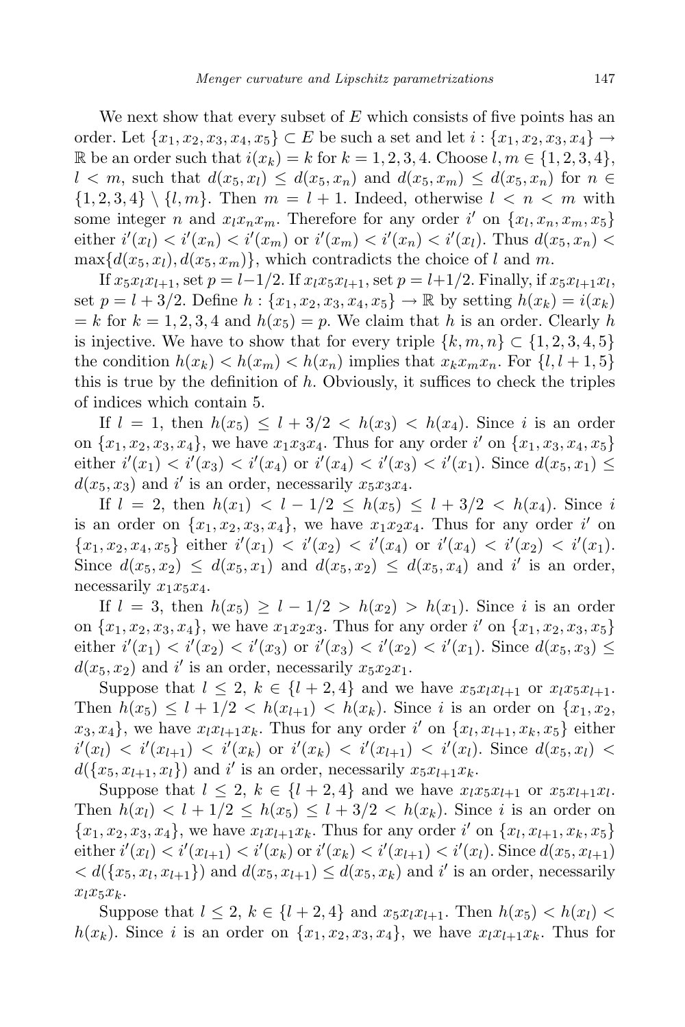We next show that every subset of $E$ which consists of five points has an order. Let $\{x_1, x_2, x_3, x_4, x_5\} \subset E$ be such a set and let $i : \{x_1, x_2, x_3, x_4\} \to \mathbb{R}$ be an order such that $i(x_k) = k$ for $k = 1, 2, 3, 4$. Choose $l, m \in \{1, 2, 3, 4\}$, $l < m$, such that $d(x_5, x_l) \le d(x_5, x_n)$ and $d(x_5, x_m) \le d(x_5, x_n)$ for $n \in \{1, 2, 3, 4\} \setminus \{l, m\}$. Then $m = l + 1$. Indeed, otherwise $l < n < m$ with some integer $n$ and $x_l x_n x_m$. Therefore for any order $i'$ on $\{x_l, x_n, x_m, x_5\}$ either $i'(x_l) < i'(x_n) < i'(x_m)$ or $i'(x_m) < i'(x_n) < i'(x_l)$. Thus $d(x_5, x_n) < \max\{d(x_5, x_l), d(x_5, x_m)\}$, which contradicts the choice of $l$ and $m$.

If $x_5 x_l x_{l+1}$, set $p = l - 1/2$. If $x_l x_5 x_{l+1}$, set $p = l + 1/2$. Finally, if $x_5 x_{l+1} x_l$, set $p = l + 3/2$. Define $h : \{x_1, x_2, x_3, x_4, x_5\} \to \mathbb{R}$ by setting $h(x_k) = i(x_k) = k$ for $k = 1, 2, 3, 4$ and $h(x_5) = p$. We claim that $h$ is an order. Clearly $h$ is injective. We have to show that for every triple $\{k, m, n\} \subset \{1, 2, 3, 4, 5\}$ the condition $h(x_k) < h(x_m) < h(x_n)$ implies that $x_k x_m x_n$. For $\{l, l + 1, 5\}$ this is true by the definition of $h$. Obviously, it suffices to check the triples of indices which contain 5.

If $l = 1$, then $h(x_5) \le l + 3/2 < h(x_3) < h(x_4)$. Since $i$ is an order on $\{x_1, x_2, x_3, x_4\}$, we have $x_1 x_3 x_4$. Thus for any order $i'$ on $\{x_1, x_3, x_4, x_5\}$ either $i'(x_1) < i'(x_3) < i'(x_4)$ or $i'(x_4) < i'(x_3) < i'(x_1)$. Since $d(x_5, x_1) \le d(x_5, x_3)$ and $i'$ is an order, necessarily $x_5 x_3 x_4$.

If $l = 2$, then $h(x_1) < l - 1/2 \le h(x_5) \le l + 3/2 < h(x_4)$. Since $i$ is an order on $\{x_1, x_2, x_3, x_4\}$, we have $x_1 x_2 x_4$. Thus for any order $i'$ on $\{x_1, x_2, x_4, x_5\}$ either $i'(x_1) < i'(x_2) < i'(x_4)$ or $i'(x_4) < i'(x_2) < i'(x_1)$. Since $d(x_5, x_2) \le d(x_5, x_1)$ and $d(x_5, x_2) \le d(x_5, x_4)$ and $i'$ is an order, necessarily $x_1 x_5 x_4$.

If $l = 3$, then $h(x_5) \ge l - 1/2 > h(x_2) > h(x_1)$. Since $i$ is an order on $\{x_1, x_2, x_3, x_4\}$, we have $x_1 x_2 x_3$. Thus for any order $i'$ on $\{x_1, x_2, x_3, x_5\}$ either $i'(x_1) < i'(x_2) < i'(x_3)$ or $i'(x_3) < i'(x_2) < i'(x_1)$. Since $d(x_5, x_3) \le d(x_5, x_2)$ and $i'$ is an order, necessarily $x_5 x_2 x_1$.

Suppose that $l \le 2$, $k \in \{l + 2, 4\}$ and we have $x_5 x_l x_{l+1}$ or $x_l x_5 x_{l+1}$. Then $h(x_5) \le l + 1/2 < h(x_{l+1}) < h(x_k)$. Since $i$ is an order on $\{x_1, x_2, x_3, x_4\}$, we have $x_l x_{l+1} x_k$. Thus for any order $i'$ on $\{x_l, x_{l+1}, x_k, x_5\}$ either $i'(x_l) < i'(x_{l+1}) < i'(x_k)$ or $i'(x_k) < i'(x_{l+1}) < i'(x_l)$. Since $d(x_5, x_l) < d(\{x_5, x_{l+1}, x_l\})$ and $i'$ is an order, necessarily $x_5 x_{l+1} x_k$.

Suppose that $l \le 2$, $k \in \{l + 2, 4\}$ and we have $x_l x_5 x_{l+1}$ or $x_5 x_{l+1} x_l$. Then $h(x_l) < l + 1/2 \le h(x_5) \le l + 3/2 < h(x_k)$. Since $i$ is an order on $\{x_1, x_2, x_3, x_4\}$, we have $x_l x_{l+1} x_k$. Thus for any order $i'$ on $\{x_l, x_{l+1}, x_k, x_5\}$ either $i'(x_l) < i'(x_{l+1}) < i'(x_k)$ or $i'(x_k) < i'(x_{l+1}) < i'(x_l)$. Since $d(x_5, x_{l+1}) < d(\{x_5, x_l, x_{l+1}\})$ and $d(x_5, x_{l+1}) \le d(x_5, x_k)$ and $i'$ is an order, necessarily $x_l x_5 x_k$.

Suppose that $l \le 2$, $k \in \{l + 2, 4\}$ and $x_5 x_l x_{l+1}$. Then $h(x_5) < h(x_l) < h(x_k)$. Since $i$ is an order on $\{x_1, x_2, x_3, x_4\}$, we have $x_l x_{l+1} x_k$. Thus for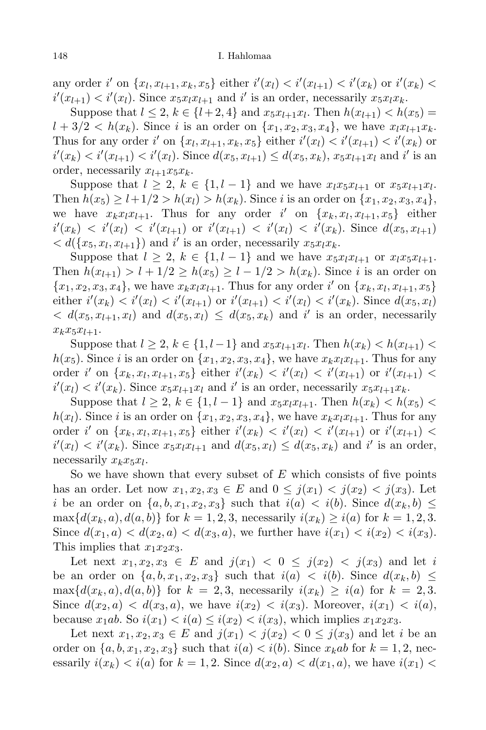any order $i'$ on $\{x_l, x_{l+1}, x_k, x_5\}$ either $i'(x_l) < i'(x_{l+1}) < i'(x_k)$ or $i'(x_k) < i'(x_{l+1}) < i'(x_l)$. Since $x_5 x_l x_{l+1}$ and $i'$ is an order, necessarily $x_5 x_l x_k$.

Suppose that $l \leq 2$, $k \in \{l+2, 4\}$ and $x_5 x_{l+1} x_l$. Then $h(x_{l+1}) < h(x_5) = l + 3/2 < h(x_k)$. Since $i$ is an order on $\{x_1, x_2, x_3, x_4\}$, we have $x_l x_{l+1} x_k$. Thus for any order $i'$ on $\{x_l, x_{l+1}, x_k, x_5\}$ either $i'(x_l) < i'(x_{l+1}) < i'(x_k)$ or $i'(x_k) < i'(x_{l+1}) < i'(x_l)$. Since $d(x_5, x_{l+1}) \leq d(x_5, x_k)$, $x_5 x_{l+1} x_l$ and $i'$ is an order, necessarily $x_{l+1} x_5 x_k$.

Suppose that $l \geq 2$, $k \in \{1, l-1\}$ and we have $x_l x_5 x_{l+1}$ or $x_5 x_{l+1} x_l$. Then $h(x_5) \geq l + 1/2 > h(x_l) > h(x_k)$. Since $i$ is an order on $\{x_1, x_2, x_3, x_4\}$, we have $x_k x_l x_{l+1}$. Thus for any order $i'$ on $\{x_k, x_l, x_{l+1}, x_5\}$ either $i'(x_k) < i'(x_l) < i'(x_{l+1})$ or $i'(x_{l+1}) < i'(x_l) < i'(x_k)$. Since $d(x_5, x_{l+1}) < d(\{x_5, x_l, x_{l+1}\})$ and $i'$ is an order, necessarily $x_5 x_l x_k$.

Suppose that $l \geq 2$, $k \in \{1, l-1\}$ and we have $x_5 x_l x_{l+1}$ or $x_l x_5 x_{l+1}$. Then $h(x_{l+1}) > l + 1/2 \geq h(x_5) \geq l - 1/2 > h(x_k)$. Since $i$ is an order on $\{x_1, x_2, x_3, x_4\}$, we have $x_k x_l x_{l+1}$. Thus for any order $i'$ on $\{x_k, x_l, x_{l+1}, x_5\}$ either $i'(x_k) < i'(x_l) < i'(x_{l+1})$ or $i'(x_{l+1}) < i'(x_l) < i'(x_k)$. Since $d(x_5, x_l) < d(x_5, x_{l+1}, x_l)$ and $d(x_5, x_l) \leq d(x_5, x_k)$ and $i'$ is an order, necessarily $x_k x_5 x_{l+1}$.

Suppose that $l \geq 2$, $k \in \{1, l-1\}$ and $x_5 x_{l+1} x_l$. Then $h(x_k) < h(x_{l+1}) < h(x_5)$. Since $i$ is an order on $\{x_1, x_2, x_3, x_4\}$, we have $x_k x_l x_{l+1}$. Thus for any order $i'$ on $\{x_k, x_l, x_{l+1}, x_5\}$ either $i'(x_k) < i'(x_l) < i'(x_{l+1})$ or $i'(x_{l+1}) < i'(x_l) < i'(x_k)$. Since $x_5 x_{l+1} x_l$ and $i'$ is an order, necessarily $x_5 x_{l+1} x_k$.

Suppose that $l \geq 2$, $k \in \{1, l-1\}$ and $x_5 x_l x_{l+1}$. Then $h(x_k) < h(x_5) < h(x_l)$. Since $i$ is an order on $\{x_1, x_2, x_3, x_4\}$, we have $x_k x_l x_{l+1}$. Thus for any order $i'$ on $\{x_k, x_l, x_{l+1}, x_5\}$ either $i'(x_k) < i'(x_l) < i'(x_{l+1})$ or $i'(x_{l+1}) < i'(x_l) < i'(x_k)$. Since $x_5 x_l x_{l+1}$ and $d(x_5, x_l) \leq d(x_5, x_k)$ and $i'$ is an order, necessarily $x_k x_5 x_l$.

So we have shown that every subset of $E$ which consists of five points has an order. Let now $x_1, x_2, x_3 \in E$ and $0 \leq j(x_1) < j(x_2) < j(x_3)$. Let $i$ be an order on $\{a, b, x_1, x_2, x_3\}$ such that $i(a) < i(b)$. Since $d(x_k, b) \leq \max\{d(x_k, a), d(a, b)\}$ for $k = 1, 2, 3$, necessarily $i(x_k) \geq i(a)$ for $k = 1, 2, 3$. Since $d(x_1, a) < d(x_2, a) < d(x_3, a)$, we further have $i(x_1) < i(x_2) < i(x_3)$. This implies that $x_1 x_2 x_3$.

Let next $x_1, x_2, x_3 \in E$ and $j(x_1) < 0 \leq j(x_2) < j(x_3)$ and let $i$ be an order on $\{a, b, x_1, x_2, x_3\}$ such that $i(a) < i(b)$. Since $d(x_k, b) \leq \max\{d(x_k, a), d(a, b)\}$ for $k = 2, 3$, necessarily $i(x_k) \geq i(a)$ for $k = 2, 3$. Since $d(x_2, a) < d(x_3, a)$, we have $i(x_2) < i(x_3)$. Moreover, $i(x_1) < i(a)$, because $x_1 a b$. So $i(x_1) < i(a) \leq i(x_2) < i(x_3)$, which implies $x_1 x_2 x_3$.

Let next $x_1, x_2, x_3 \in E$ and $j(x_1) < j(x_2) < 0 \leq j(x_3)$ and let $i$ be an order on $\{a, b, x_1, x_2, x_3\}$ such that $i(a) < i(b)$. Since $x_k a b$ for $k = 1, 2$, necessarily $i(x_k) < i(a)$ for $k = 1, 2$. Since $d(x_2, a) < d(x_1, a)$, we have $i(x_1) <$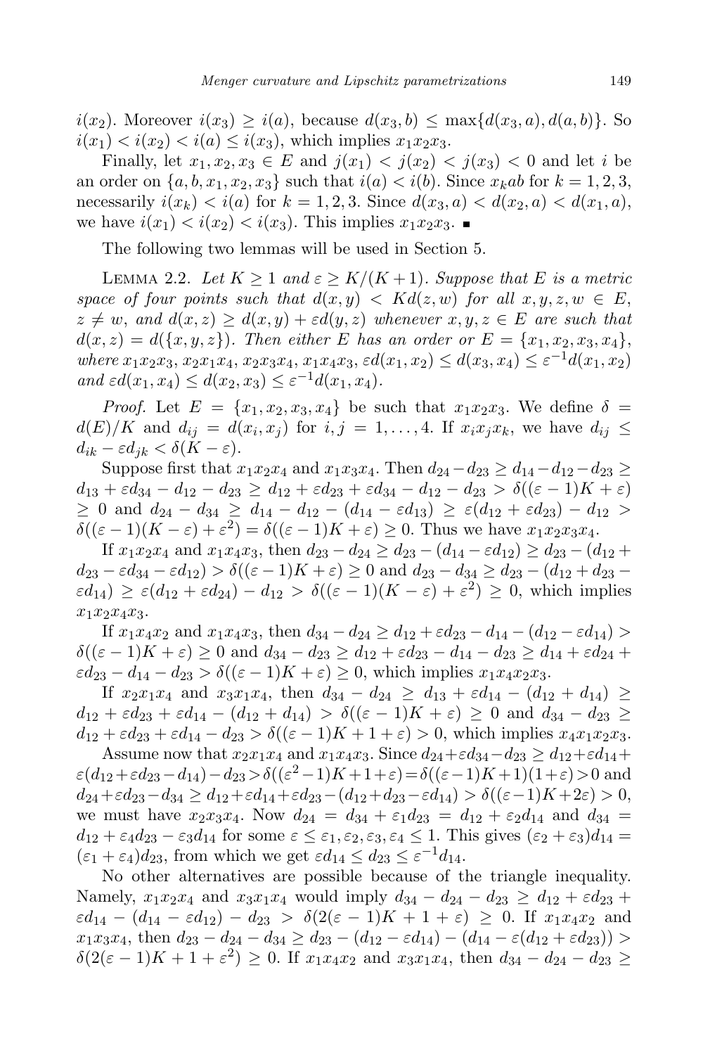$i(x_2)$. Moreover $i(x_3) \geq i(a)$, because $d(x_3, b) \leq \max\{d(x_3, a), d(a, b)\}$. So $i(x_1) < i(x_2) < i(a) \leq i(x_3)$, which implies $x_1x_2x_3$.

Finally, let $x_1, x_2, x_3 \in E$ and $j(x_1) < j(x_2) < j(x_3) < 0$ and let $i$ be an order on $\{a, b, x_1, x_2, x_3\}$ such that $i(a) < i(b)$. Since $x_kab$ for $k = 1, 2, 3$, necessarily $i(x_k) < i(a)$ for $k = 1, 2, 3$. Since $d(x_3, a) < d(x_2, a) < d(x_1, a)$, we have $i(x_1) < i(x_2) < i(x_3)$. This implies $x_1x_2x_3$. ∎

The following two lemmas will be used in Section 5.

Lemma 2.2. *Let $K \geq 1$ and $\varepsilon \geq K/(K+1)$. Suppose that $E$ is a metric space of four points such that $d(x, y) < Kd(z, w)$ for all $x, y, z, w \in E$, $z \neq w$, and $d(x, z) \geq d(x, y) + \varepsilon d(y, z)$ whenever $x, y, z \in E$ are such that $d(x, z) = d(\{x, y, z\})$. Then either $E$ has an order or $E = \{x_1, x_2, x_3, x_4\}$, where $x_1x_2x_3$, $x_2x_1x_4$, $x_2x_3x_4$, $x_1x_4x_3$, $\varepsilon d(x_1, x_2) \leq d(x_3, x_4) \leq \varepsilon^{-1}d(x_1, x_2)$ and $\varepsilon d(x_1, x_4) \leq d(x_2, x_3) \leq \varepsilon^{-1}d(x_1, x_4)$.*

*Proof.* Let $E = \{x_1, x_2, x_3, x_4\}$ be such that $x_1x_2x_3$. We define $\delta = d(E)/K$ and $d_{ij} = d(x_i, x_j)$ for $i, j = 1, \ldots, 4$. If $x_ix_jx_k$, we have $d_{ij} \leq d_{ik} - \varepsilon d_{jk} < \delta(K - \varepsilon)$.

Suppose first that $x_1x_2x_4$ and $x_1x_3x_4$. Then $d_{24} - d_{23} \geq d_{14} - d_{12} - d_{23} \geq d_{13} + \varepsilon d_{34} - d_{12} - d_{23} \geq d_{12} + \varepsilon d_{23} + \varepsilon d_{34} - d_{12} - d_{23} > \delta((\varepsilon - 1)K + \varepsilon) \geq 0$ and $d_{24} - d_{34} \geq d_{14} - d_{12} - (d_{14} - \varepsilon d_{13}) \geq \varepsilon(d_{12} + \varepsilon d_{23}) - d_{12} > \delta((\varepsilon - 1)(K - \varepsilon) + \varepsilon^2) = \delta((\varepsilon - 1)K + \varepsilon) \geq 0$. Thus we have $x_1x_2x_3x_4$.

If $x_1x_2x_4$ and $x_1x_4x_3$, then $d_{23} - d_{24} \geq d_{23} - (d_{14} - \varepsilon d_{12}) \geq d_{23} - (d_{12} + d_{23} - \varepsilon d_{34} - \varepsilon d_{12}) > \delta((\varepsilon - 1)K + \varepsilon) \geq 0$ and $d_{23} - d_{34} \geq d_{23} - (d_{12} + d_{23} - \varepsilon d_{14}) \geq \varepsilon(d_{12} + \varepsilon d_{24}) - d_{12} > \delta((\varepsilon - 1)(K - \varepsilon) + \varepsilon^2) \geq 0$, which implies $x_1x_2x_4x_3$.

If $x_1x_4x_2$ and $x_1x_4x_3$, then $d_{34} - d_{24} \geq d_{12} + \varepsilon d_{23} - d_{14} - (d_{12} - \varepsilon d_{14}) > \delta((\varepsilon - 1)K + \varepsilon) \geq 0$ and $d_{34} - d_{23} \geq d_{12} + \varepsilon d_{23} - d_{14} - d_{23} \geq d_{14} + \varepsilon d_{24} + \varepsilon d_{23} - d_{14} - d_{23} > \delta((\varepsilon - 1)K + \varepsilon) \geq 0$, which implies $x_1x_4x_2x_3$.

If $x_2x_1x_4$ and $x_3x_1x_4$, then $d_{34} - d_{24} \geq d_{13} + \varepsilon d_{14} - (d_{12} + d_{14}) \geq d_{12} + \varepsilon d_{23} + \varepsilon d_{14} - (d_{12} + d_{14}) > \delta((\varepsilon - 1)K + \varepsilon) \geq 0$ and $d_{34} - d_{23} \geq d_{12} + \varepsilon d_{23} + \varepsilon d_{14} - d_{23} > \delta((\varepsilon - 1)K + 1 + \varepsilon) > 0$, which implies $x_4x_1x_2x_3$.

Assume now that $x_2x_1x_4$ and $x_1x_4x_3$. Since $d_{24} + \varepsilon d_{34} - d_{23} \geq d_{12} + \varepsilon d_{14} + \varepsilon(d_{12} + \varepsilon d_{23} - d_{14}) - d_{23} > \delta((\varepsilon^2 - 1)K + 1 + \varepsilon) = \delta((\varepsilon - 1)K + 1)(1 + \varepsilon) > 0$ and $d_{24} + \varepsilon d_{23} - d_{34} \geq d_{12} + \varepsilon d_{14} + \varepsilon d_{23} - (d_{12} + d_{23} - \varepsilon d_{14}) > \delta((\varepsilon - 1)K + 2\varepsilon) > 0$, we must have $x_2x_3x_4$. Now $d_{24} = d_{34} + \varepsilon_1 d_{23} = d_{12} + \varepsilon_2 d_{14}$ and $d_{34} = d_{12} + \varepsilon_4 d_{23} - \varepsilon_3 d_{14}$ for some $\varepsilon \leq \varepsilon_1, \varepsilon_2, \varepsilon_3, \varepsilon_4 \leq 1$. This gives $(\varepsilon_2 + \varepsilon_3)d_{14} = (\varepsilon_1 + \varepsilon_4)d_{23}$, from which we get $\varepsilon d_{14} \leq d_{23} \leq \varepsilon^{-1}d_{14}$.

No other alternatives are possible because of the triangle inequality. Namely, $x_1x_2x_4$ and $x_3x_1x_4$ would imply $d_{34} - d_{24} - d_{23} \geq d_{12} + \varepsilon d_{23} + \varepsilon d_{14} - (d_{14} - \varepsilon d_{12}) - d_{23} > \delta(2(\varepsilon - 1)K + 1 + \varepsilon) \geq 0$. If $x_1x_4x_2$ and $x_1x_3x_4$, then $d_{23} - d_{24} - d_{34} \geq d_{23} - (d_{12} - \varepsilon d_{14}) - (d_{14} - \varepsilon(d_{12} + \varepsilon d_{23})) > \delta(2(\varepsilon - 1)K + 1 + \varepsilon^2) \geq 0$. If $x_1x_4x_2$ and $x_3x_1x_4$, then $d_{34} - d_{24} - d_{23} \geq$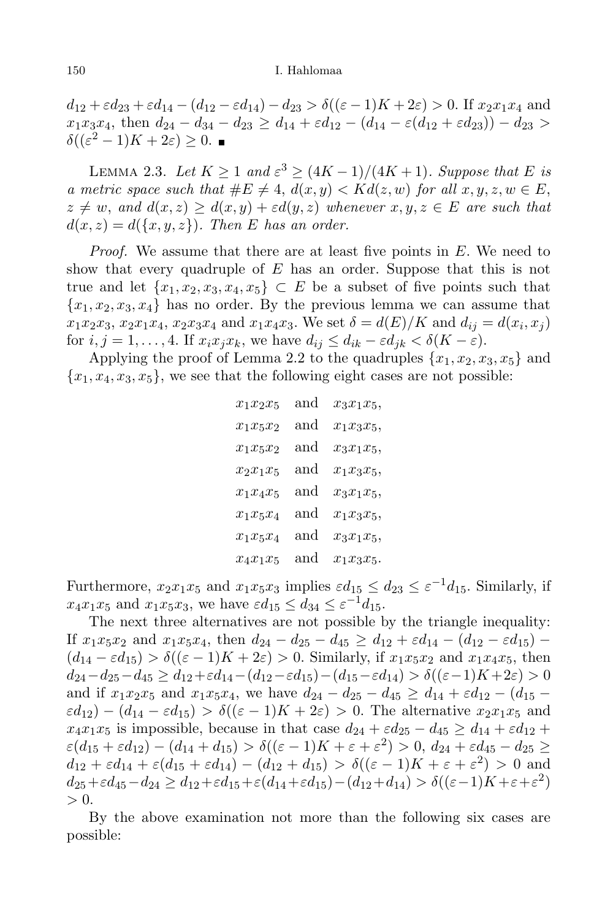$d_{12} + \varepsilon d_{23} + \varepsilon d_{14} - (d_{12} - \varepsilon d_{14}) - d_{23} > \delta((\varepsilon - 1)K + 2\varepsilon) > 0$. If $x_2x_1x_4$ and $x_1x_3x_4$, then $d_{24} - d_{34} - d_{23} \geq d_{14} + \varepsilon d_{12} - (d_{14} - \varepsilon(d_{12} + \varepsilon d_{23})) - d_{23} > \delta((\varepsilon^2 - 1)K + 2\varepsilon) \geq 0$. ∎

Lemma 2.3. *Let $K \geq 1$ and $\varepsilon^3 \geq (4K-1)/(4K+1)$. Suppose that $E$ is a metric space such that $\#E \neq 4$, $d(x,y) < Kd(z,w)$ for all $x,y,z,w \in E$, $z \neq w$, and $d(x,z) \geq d(x,y) + \varepsilon d(y,z)$ whenever $x,y,z \in E$ are such that $d(x,z) = d(\{x,y,z\})$. Then $E$ has an order.*

*Proof.* We assume that there are at least five points in $E$. We need to show that every quadruple of $E$ has an order. Suppose that this is not true and let $\{x_1,x_2,x_3,x_4,x_5\} \subset E$ be a subset of five points such that $\{x_1,x_2,x_3,x_4\}$ has no order. By the previous lemma we can assume that $x_1x_2x_3$, $x_2x_1x_4$, $x_2x_3x_4$ and $x_1x_4x_3$. We set $\delta = d(E)/K$ and $d_{ij} = d(x_i,x_j)$ for $i,j = 1,\ldots,4$. If $x_ix_jx_k$, we have $d_{ij} \leq d_{ik} - \varepsilon d_{jk} < \delta(K - \varepsilon)$.

Applying the proof of Lemma 2.2 to the quadruples $\{x_1,x_2,x_3,x_5\}$ and $\{x_1,x_4,x_3,x_5\}$, we see that the following eight cases are not possible:

$$
\begin{aligned}
&x_1x_2x_5 \quad \text{and} \quad x_3x_1x_5,\\
&x_1x_5x_2 \quad \text{and} \quad x_1x_3x_5,\\
&x_1x_5x_2 \quad \text{and} \quad x_3x_1x_5,\\
&x_2x_1x_5 \quad \text{and} \quad x_1x_3x_5,\\
&x_1x_4x_5 \quad \text{and} \quad x_3x_1x_5,\\
&x_1x_5x_4 \quad \text{and} \quad x_1x_3x_5,\\
&x_1x_5x_4 \quad \text{and} \quad x_3x_1x_5,\\
&x_4x_1x_5 \quad \text{and} \quad x_1x_3x_5.
\end{aligned}
$$

Furthermore, $x_2x_1x_5$ and $x_1x_5x_3$ implies $\varepsilon d_{15} \leq d_{23} \leq \varepsilon^{-1}d_{15}$. Similarly, if $x_4x_1x_5$ and $x_1x_5x_3$, we have $\varepsilon d_{15} \leq d_{34} \leq \varepsilon^{-1}d_{15}$.

The next three alternatives are not possible by the triangle inequality: If $x_1x_5x_2$ and $x_1x_5x_4$, then $d_{24} - d_{25} - d_{45} \geq d_{12} + \varepsilon d_{14} - (d_{12} - \varepsilon d_{15}) - (d_{14} - \varepsilon d_{15}) > \delta((\varepsilon-1)K + 2\varepsilon) > 0$. Similarly, if $x_1x_5x_2$ and $x_1x_4x_5$, then $d_{24} - d_{25} - d_{45} \geq d_{12} + \varepsilon d_{14} - (d_{12} - \varepsilon d_{15}) - (d_{15} - \varepsilon d_{14}) > \delta((\varepsilon-1)K+2\varepsilon) > 0$ and if $x_1x_2x_5$ and $x_1x_5x_4$, we have $d_{24} - d_{25} - d_{45} \geq d_{14} + \varepsilon d_{12} - (d_{15} - \varepsilon d_{12}) - (d_{14} - \varepsilon d_{15}) > \delta((\varepsilon - 1)K + 2\varepsilon) > 0$. The alternative $x_2x_1x_5$ and $x_4x_1x_5$ is impossible, because in that case $d_{24} + \varepsilon d_{25} - d_{45} \geq d_{14} + \varepsilon d_{12} + \varepsilon(d_{15} + \varepsilon d_{12}) - (d_{14} + d_{15}) > \delta((\varepsilon - 1)K + \varepsilon + \varepsilon^2) > 0$, $d_{24} + \varepsilon d_{45} - d_{25} \geq d_{12} + \varepsilon d_{14} + \varepsilon(d_{15} + \varepsilon d_{14}) - (d_{12} + d_{15}) > \delta((\varepsilon - 1)K + \varepsilon + \varepsilon^2) > 0$ and $d_{25} + \varepsilon d_{45} - d_{24} \geq d_{12} + \varepsilon d_{15} + \varepsilon(d_{14} + \varepsilon d_{15}) - (d_{12} + d_{14}) > \delta((\varepsilon-1)K+\varepsilon+\varepsilon^2) > 0$.

By the above examination not more than the following six cases are possible: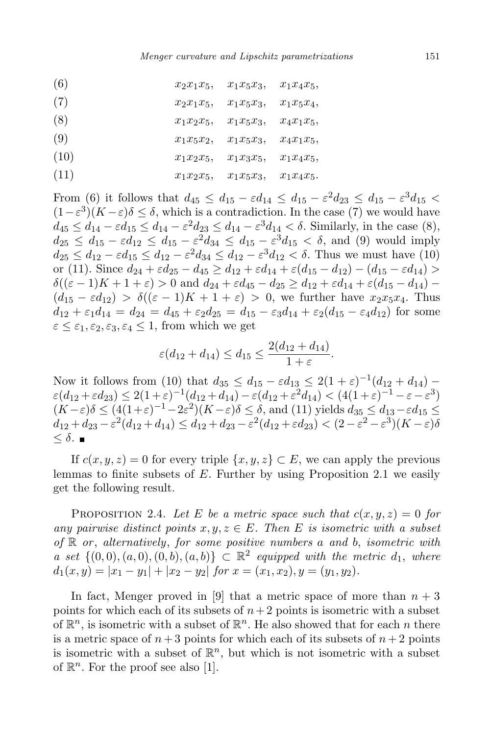(6) $\qquad x_2x_1x_5, \quad x_1x_5x_3, \quad x_1x_4x_5,$

(7) $\qquad x_2x_1x_5, \quad x_1x_5x_3, \quad x_1x_5x_4,$

(8) $\qquad x_1x_2x_5, \quad x_1x_5x_3, \quad x_4x_1x_5,$

(9) $\qquad x_1x_5x_2, \quad x_1x_5x_3, \quad x_4x_1x_5,$

(10) $\qquad x_1x_2x_5, \quad x_1x_3x_5, \quad x_1x_4x_5,$

(11) $\qquad x_1x_2x_5, \quad x_1x_5x_3, \quad x_1x_4x_5.$

From (6) it follows that $d_{45} \le d_{15} - \varepsilon d_{14} \le d_{15} - \varepsilon^2 d_{23} \le d_{15} - \varepsilon^3 d_{15} < (1-\varepsilon^3)(K-\varepsilon)\delta \le \delta$, which is a contradiction. In the case (7) we would have $d_{45} \le d_{14} - \varepsilon d_{15} \le d_{14} - \varepsilon^2 d_{23} \le d_{14} - \varepsilon^3 d_{14} < \delta$. Similarly, in the case (8), $d_{25} \le d_{15} - \varepsilon d_{12} \le d_{15} - \varepsilon^2 d_{34} \le d_{15} - \varepsilon^3 d_{15} < \delta$, and (9) would imply $d_{25} \le d_{12} - \varepsilon d_{15} \le d_{12} - \varepsilon^2 d_{34} \le d_{12} - \varepsilon^3 d_{12} < \delta$. Thus we must have (10) or (11). Since $d_{24} + \varepsilon d_{25} - d_{45} \ge d_{12} + \varepsilon d_{14} + \varepsilon(d_{15} - d_{12}) - (d_{15} - \varepsilon d_{14}) > \delta((\varepsilon-1)K + 1 + \varepsilon) > 0$ and $d_{24} + \varepsilon d_{45} - d_{25} \ge d_{12} + \varepsilon d_{14} + \varepsilon(d_{15} - d_{14}) - (d_{15} - \varepsilon d_{12}) > \delta((\varepsilon-1)K + 1 + \varepsilon) > 0$, we further have $x_2x_5x_4$. Thus $d_{12} + \varepsilon_1 d_{14} = d_{24} = d_{45} + \varepsilon_2 d_{25} = d_{15} - \varepsilon_3 d_{14} + \varepsilon_2(d_{15} - \varepsilon_4 d_{12})$ for some $\varepsilon \le \varepsilon_1, \varepsilon_2, \varepsilon_3, \varepsilon_4 \le 1$, from which we get

$$\varepsilon(d_{12} + d_{14}) \le d_{15} \le \frac{2(d_{12} + d_{14})}{1+\varepsilon}.$$

Now it follows from (10) that $d_{35} \le d_{15} - \varepsilon d_{13} \le 2(1+\varepsilon)^{-1}(d_{12} + d_{14}) - \varepsilon(d_{12} + \varepsilon d_{23}) \le 2(1+\varepsilon)^{-1}(d_{12} + d_{14}) - \varepsilon(d_{12} + \varepsilon^2 d_{14}) < (4(1+\varepsilon)^{-1} - \varepsilon - \varepsilon^3)(K-\varepsilon)\delta \le (4(1+\varepsilon)^{-1} - 2\varepsilon^2)(K-\varepsilon)\delta \le \delta$, and (11) yields $d_{35} \le d_{13} - \varepsilon d_{15} \le d_{12} + d_{23} - \varepsilon^2(d_{12} + d_{14}) \le d_{12} + d_{23} - \varepsilon^2(d_{12} + \varepsilon d_{23}) < (2 - \varepsilon^2 - \varepsilon^3)(K-\varepsilon)\delta \le \delta$. ∎

If $c(x,y,z) = 0$ for every triple $\{x,y,z\} \subset E$, we can apply the previous lemmas to finite subsets of $E$. Further by using Proposition 2.1 we easily get the following result.

Proposition 2.4. *Let $E$ be a metric space such that $c(x,y,z) = 0$ for any pairwise distinct points $x,y,z \in E$. Then $E$ is isometric with a subset of $\mathbb{R}$ or, alternatively, for some positive numbers $a$ and $b$, isometric with a set $\{(0,0),(a,0),(0,b),(a,b)\} \subset \mathbb{R}^2$ equipped with the metric $d_1$, where $d_1(x,y) = |x_1 - y_1| + |x_2 - y_2|$ for $x = (x_1,x_2), y = (y_1,y_2)$.*

In fact, Menger proved in [9] that a metric space of more than $n+3$ points for which each of its subsets of $n+2$ points is isometric with a subset of $\mathbb{R}^n$, is isometric with a subset of $\mathbb{R}^n$. He also showed that for each $n$ there is a metric space of $n+3$ points for which each of its subsets of $n+2$ points is isometric with a subset of $\mathbb{R}^n$, but which is not isometric with a subset of $\mathbb{R}^n$. For the proof see also [1].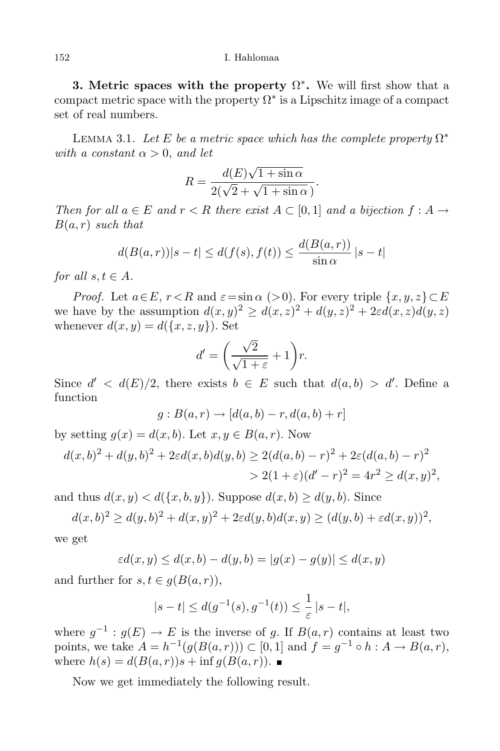**3. Metric spaces with the property $\Omega^*$.** We will first show that a compact metric space with the property $\Omega^*$ is a Lipschitz image of a compact set of real numbers.

LEMMA 3.1. *Let $E$ be a metric space which has the complete property $\Omega^*$ with a constant $\alpha > 0$, and let*

$$R = \frac{d(E)\sqrt{1+\sin\alpha}}{2(\sqrt{2}+\sqrt{1+\sin\alpha}\,)}.$$

*Then for all $a \in E$ and $r < R$ there exist $A \subset [0,1]$ and a bijection $f : A \to B(a,r)$ such that*

$$d(B(a,r))|s-t| \le d(f(s), f(t)) \le \frac{d(B(a,r))}{\sin\alpha}\,|s-t|$$

*for all $s, t \in A$.*

*Proof.* Let $a\in E$, $r<R$ and $\varepsilon=\sin\alpha$ $(>0)$. For every triple $\{x,y,z\}\subset E$ we have by the assumption $d(x,y)^2 \ge d(x,z)^2 + d(y,z)^2 + 2\varepsilon d(x,z)d(y,z)$ whenever $d(x,y) = d(\{x,z,y\})$. Set

$$d' = \left(\frac{\sqrt{2}}{\sqrt{1+\varepsilon}} + 1\right)r.$$

Since $d' < d(E)/2$, there exists $b \in E$ such that $d(a,b) > d'$. Define a function

$$g : B(a,r) \to [d(a,b)-r, d(a,b)+r]$$

by setting $g(x) = d(x,b)$. Let $x, y \in B(a,r)$. Now

$$\begin{aligned} d(x,b)^2 + d(y,b)^2 + 2\varepsilon d(x,b)d(y,b) &\ge 2(d(a,b)-r)^2 + 2\varepsilon(d(a,b)-r)^2 \\ &> 2(1+\varepsilon)(d'-r)^2 = 4r^2 \ge d(x,y)^2, \end{aligned}$$

and thus $d(x,y) < d(\{x,b,y\})$. Suppose $d(x,b) \ge d(y,b)$. Since

$$d(x,b)^2 \ge d(y,b)^2 + d(x,y)^2 + 2\varepsilon d(y,b)d(x,y) \ge (d(y,b)+\varepsilon d(x,y))^2,$$

we get

$$\varepsilon d(x,y) \le d(x,b) - d(y,b) = |g(x)-g(y)| \le d(x,y)$$

and further for $s,t \in g(B(a,r))$,

$$|s-t| \le d(g^{-1}(s), g^{-1}(t)) \le \frac{1}{\varepsilon}\,|s-t|,$$

where $g^{-1} : g(E) \to E$ is the inverse of $g$. If $B(a,r)$ contains at least two points, we take $A = h^{-1}(g(B(a,r))) \subset [0,1]$ and $f = g^{-1}\circ h : A \to B(a,r)$, where $h(s) = d(B(a,r))s + \inf g(B(a,r))$. ∎

Now we get immediately the following result.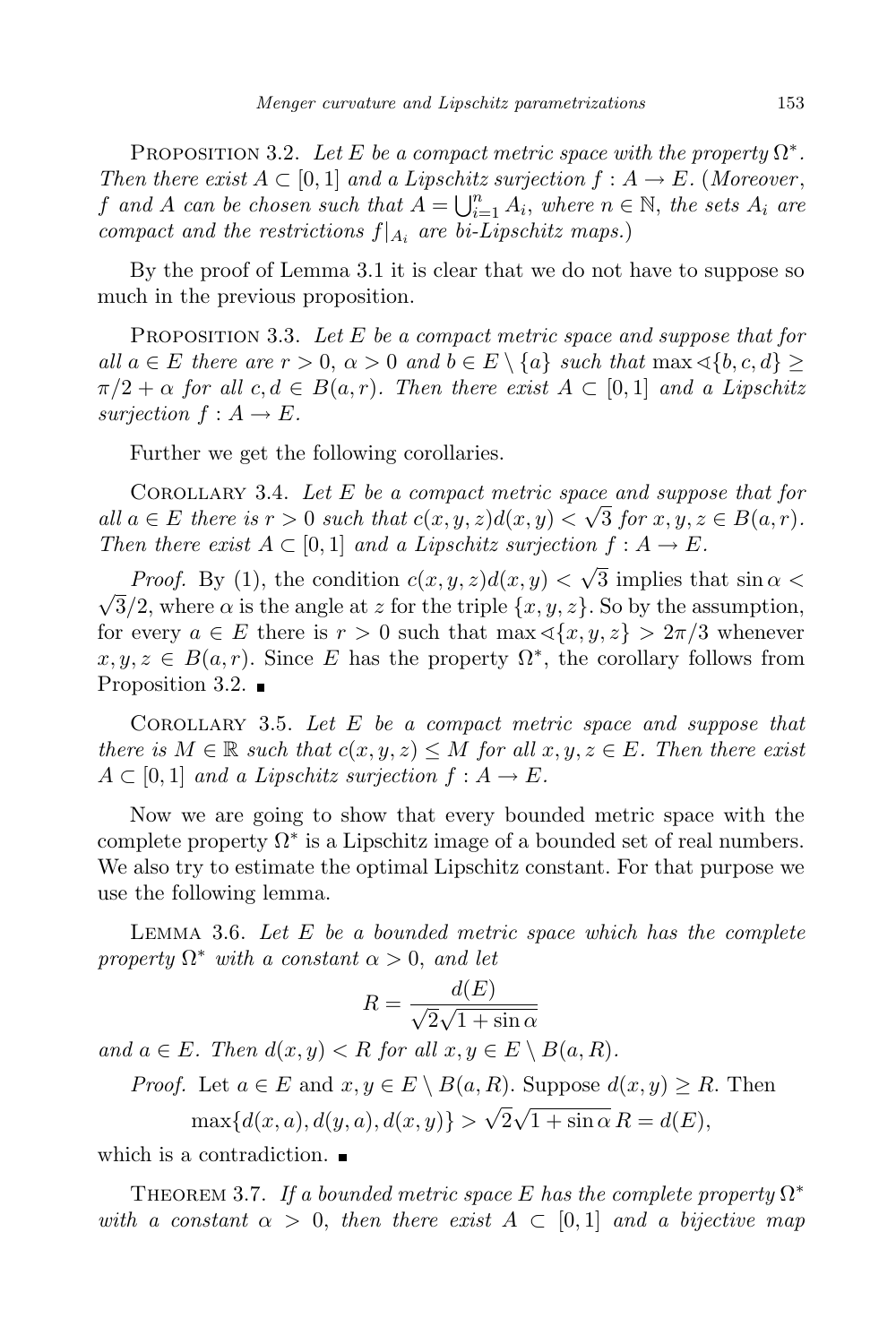Proposition 3.2. *Let $E$ be a compact metric space with the property $\Omega^*$. Then there exist $A \subset [0,1]$ and a Lipschitz surjection $f : A \to E$.* (*Moreover, $f$ and $A$ can be chosen such that $A = \bigcup_{i=1}^n A_i$, where $n \in \mathbb{N}$, the sets $A_i$ are compact and the restrictions $f|_{A_i}$ are bi-Lipschitz maps.*)

By the proof of Lemma 3.1 it is clear that we do not have to suppose so much in the previous proposition.

Proposition 3.3. *Let $E$ be a compact metric space and suppose that for all $a \in E$ there are $r > 0$, $\alpha > 0$ and $b \in E \setminus \{a\}$ such that $\max \sphericalangle\{b, c, d\} \geq \pi/2 + \alpha$ for all $c, d \in B(a, r)$. Then there exist $A \subset [0,1]$ and a Lipschitz surjection $f : A \to E$.*

Further we get the following corollaries.

Corollary 3.4. *Let $E$ be a compact metric space and suppose that for all $a \in E$ there is $r > 0$ such that $c(x,y,z)d(x,y) < \sqrt{3}$ for $x, y, z \in B(a, r)$. Then there exist $A \subset [0,1]$ and a Lipschitz surjection $f : A \to E$.*

*Proof.* By (1), the condition $c(x,y,z)d(x,y) < \sqrt{3}$ implies that $\sin \alpha < \sqrt{3}/2$, where $\alpha$ is the angle at $z$ for the triple $\{x, y, z\}$. So by the assumption, for every $a \in E$ there is $r > 0$ such that $\max \sphericalangle\{x, y, z\} > 2\pi/3$ whenever $x, y, z \in B(a, r)$. Since $E$ has the property $\Omega^*$, the corollary follows from Proposition 3.2. ∎

Corollary 3.5. *Let $E$ be a compact metric space and suppose that there is $M \in \mathbb{R}$ such that $c(x,y,z) \leq M$ for all $x, y, z \in E$. Then there exist $A \subset [0,1]$ and a Lipschitz surjection $f : A \to E$.*

Now we are going to show that every bounded metric space with the complete property $\Omega^*$ is a Lipschitz image of a bounded set of real numbers. We also try to estimate the optimal Lipschitz constant. For that purpose we use the following lemma.

Lemma 3.6. *Let $E$ be a bounded metric space which has the complete property $\Omega^*$ with a constant $\alpha > 0$, and let*

$$R = \frac{d(E)}{\sqrt{2}\sqrt{1 + \sin \alpha}}$$

*and $a \in E$. Then $d(x,y) < R$ for all $x, y \in E \setminus B(a, R)$.*

*Proof.* Let $a \in E$ and $x, y \in E \setminus B(a, R)$. Suppose $d(x,y) \geq R$. Then

$$\max\{d(x,a), d(y,a), d(x,y)\} > \sqrt{2}\sqrt{1 + \sin \alpha}\, R = d(E),$$

which is a contradiction. ∎

Theorem 3.7. *If a bounded metric space $E$ has the complete property $\Omega^*$ with a constant $\alpha > 0$, then there exist $A \subset [0,1]$ and a bijective map*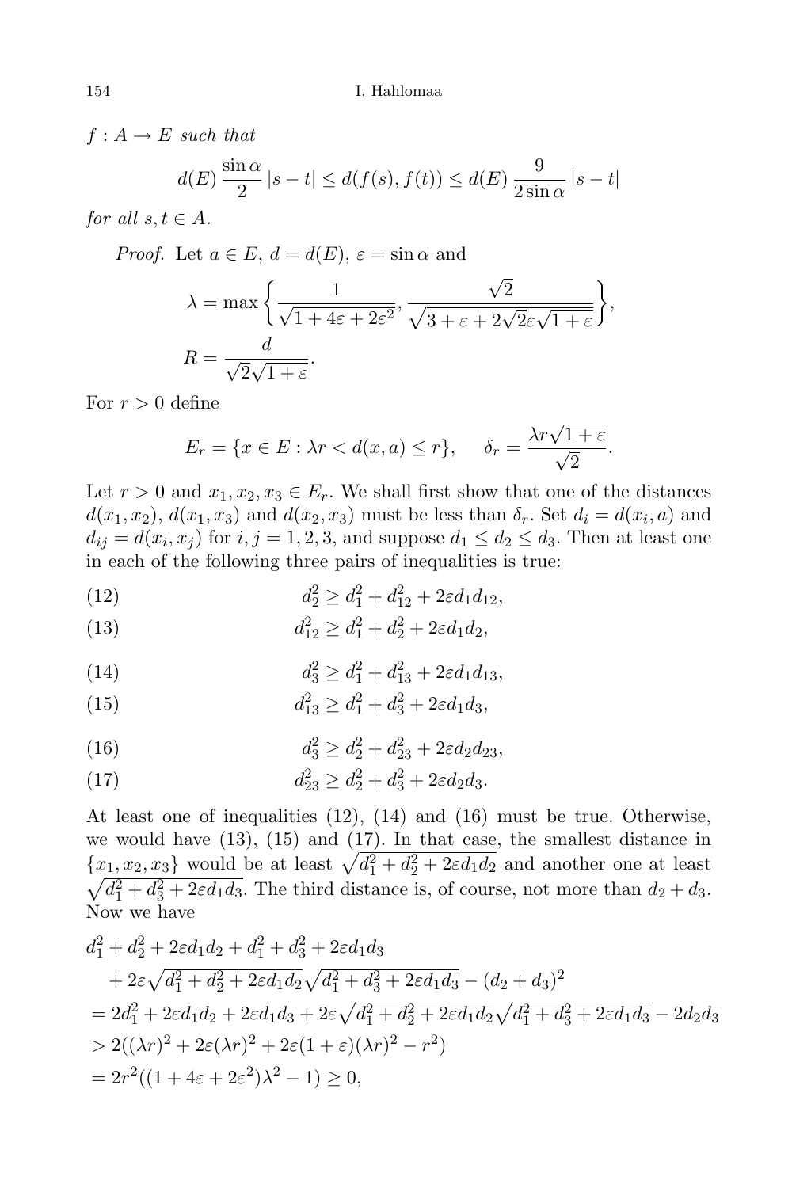$f : A \to E$ *such that*

$$d(E)\,\frac{\sin\alpha}{2}\,|s-t| \le d(f(s),f(t)) \le d(E)\,\frac{9}{2\sin\alpha}\,|s-t|$$

*for all* $s,t \in A$.

*Proof.* Let $a \in E$, $d = d(E)$, $\varepsilon = \sin\alpha$ and

$$\lambda = \max\left\{\frac{1}{\sqrt{1+4\varepsilon+2\varepsilon^2}}, \frac{\sqrt{2}}{\sqrt{3+\varepsilon+2\sqrt{2}\varepsilon\sqrt{1+\varepsilon}}}\right\},$$

$$R = \frac{d}{\sqrt{2}\sqrt{1+\varepsilon}}.$$

For $r > 0$ define

$$E_r = \{x \in E : \lambda r < d(x,a) \le r\}, \qquad \delta_r = \frac{\lambda r\sqrt{1+\varepsilon}}{\sqrt{2}}.$$

Let $r > 0$ and $x_1, x_2, x_3 \in E_r$. We shall first show that one of the distances $d(x_1,x_2)$, $d(x_1,x_3)$ and $d(x_2,x_3)$ must be less than $\delta_r$. Set $d_i = d(x_i,a)$ and $d_{ij} = d(x_i,x_j)$ for $i,j = 1,2,3$, and suppose $d_1 \le d_2 \le d_3$. Then at least one in each of the following three pairs of inequalities is true:

$$d_2^2 \ge d_1^2 + d_{12}^2 + 2\varepsilon d_1 d_{12}, \tag{12}$$

$$d_{12}^2 \ge d_1^2 + d_2^2 + 2\varepsilon d_1 d_2, \tag{13}$$

$$d_3^2 \ge d_1^2 + d_{13}^2 + 2\varepsilon d_1 d_{13}, \tag{14}$$

$$d_{13}^2 \ge d_1^2 + d_3^2 + 2\varepsilon d_1 d_3, \tag{15}$$

$$d_3^2 \ge d_2^2 + d_{23}^2 + 2\varepsilon d_2 d_{23}, \tag{16}$$

$$d_{23}^2 \ge d_2^2 + d_3^2 + 2\varepsilon d_2 d_3. \tag{17}$$

At least one of inequalities (12), (14) and (16) must be true. Otherwise, we would have (13), (15) and (17). In that case, the smallest distance in $\{x_1,x_2,x_3\}$ would be at least $\sqrt{d_1^2+d_2^2+2\varepsilon d_1 d_2}$ and another one at least $\sqrt{d_1^2+d_3^2+2\varepsilon d_1 d_3}$. The third distance is, of course, not more than $d_2+d_3$. Now we have

$$\begin{aligned}
&d_1^2 + d_2^2 + 2\varepsilon d_1 d_2 + d_1^2 + d_3^2 + 2\varepsilon d_1 d_3 \\
&\quad + 2\varepsilon\sqrt{d_1^2+d_2^2+2\varepsilon d_1 d_2}\sqrt{d_1^2+d_3^2+2\varepsilon d_1 d_3} - (d_2+d_3)^2 \\
&= 2d_1^2 + 2\varepsilon d_1 d_2 + 2\varepsilon d_1 d_3 + 2\varepsilon\sqrt{d_1^2+d_2^2+2\varepsilon d_1 d_2}\sqrt{d_1^2+d_3^2+2\varepsilon d_1 d_3} - 2d_2 d_3 \\
&> 2((\lambda r)^2 + 2\varepsilon(\lambda r)^2 + 2\varepsilon(1+\varepsilon)(\lambda r)^2 - r^2) \\
&= 2r^2((1+4\varepsilon+2\varepsilon^2)\lambda^2 - 1) \ge 0,
\end{aligned}$$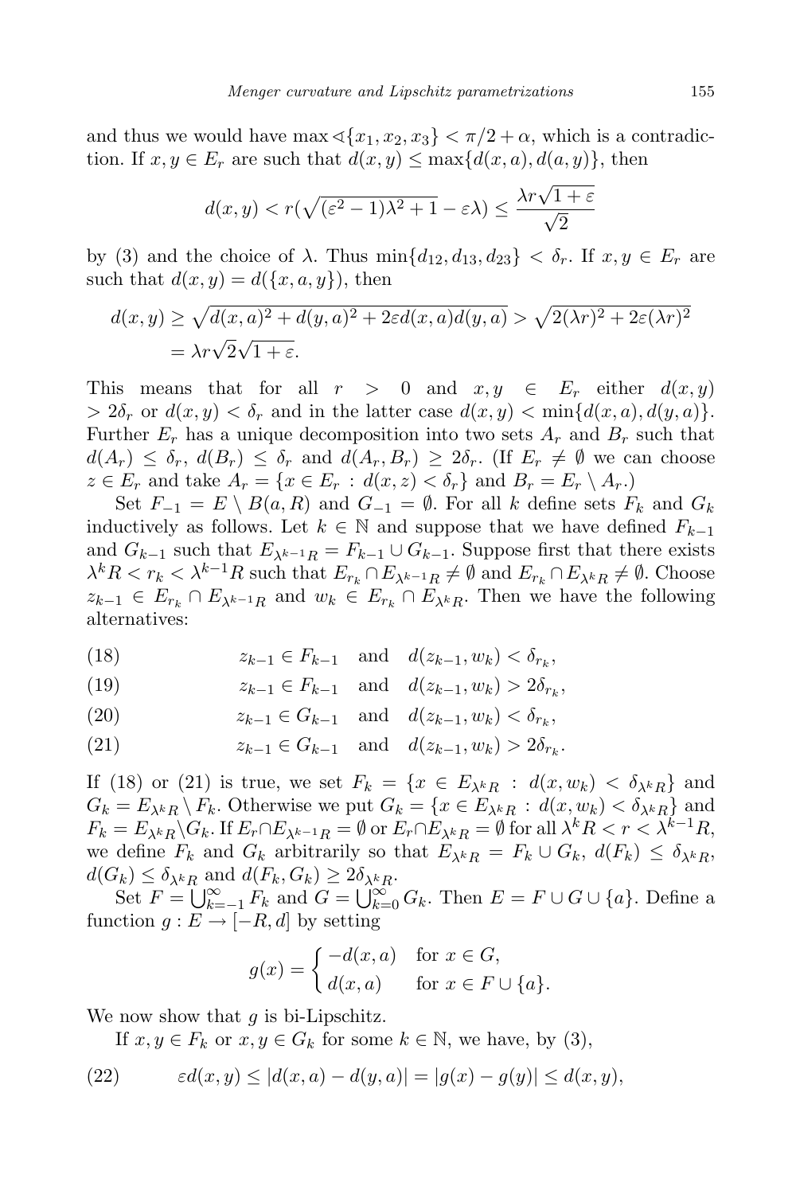and thus we would have $\max \sphericalangle\{x_1, x_2, x_3\} < \pi/2 + \alpha$, which is a contradiction. If $x, y \in E_r$ are such that $d(x,y) \le \max\{d(x,a), d(a,y)\}$, then

$$d(x,y) < r(\sqrt{(\varepsilon^2-1)\lambda^2+1} - \varepsilon\lambda) \le \frac{\lambda r\sqrt{1+\varepsilon}}{\sqrt{2}}$$

by (3) and the choice of $\lambda$. Thus $\min\{d_{12}, d_{13}, d_{23}\} < \delta_r$. If $x, y \in E_r$ are such that $d(x,y) = d(\{x,a,y\})$, then

$$\begin{aligned} d(x,y) &\ge \sqrt{d(x,a)^2 + d(y,a)^2 + 2\varepsilon d(x,a)d(y,a)} > \sqrt{2(\lambda r)^2 + 2\varepsilon(\lambda r)^2} \\ &= \lambda r\sqrt{2}\sqrt{1+\varepsilon}. \end{aligned}$$

This means that for all $r > 0$ and $x, y \in E_r$ either $d(x,y) > 2\delta_r$ or $d(x,y) < \delta_r$ and in the latter case $d(x,y) < \min\{d(x,a), d(y,a)\}$. Further $E_r$ has a unique decomposition into two sets $A_r$ and $B_r$ such that $d(A_r) \le \delta_r$, $d(B_r) \le \delta_r$ and $d(A_r, B_r) \ge 2\delta_r$. (If $E_r \ne \emptyset$ we can choose $z \in E_r$ and take $A_r = \{x \in E_r : d(x,z) < \delta_r\}$ and $B_r = E_r \setminus A_r$.)

Set $F_{-1} = E \setminus B(a,R)$ and $G_{-1} = \emptyset$. For all $k$ define sets $F_k$ and $G_k$ inductively as follows. Let $k \in \mathbb{N}$ and suppose that we have defined $F_{k-1}$ and $G_{k-1}$ such that $E_{\lambda^{k-1}R} = F_{k-1} \cup G_{k-1}$. Suppose first that there exists $\lambda^k R < r_k < \lambda^{k-1}R$ such that $E_{r_k} \cap E_{\lambda^{k-1}R} \ne \emptyset$ and $E_{r_k} \cap E_{\lambda^k R} \ne \emptyset$. Choose $z_{k-1} \in E_{r_k} \cap E_{\lambda^{k-1}R}$ and $w_k \in E_{r_k} \cap E_{\lambda^k R}$. Then we have the following alternatives:

$$z_{k-1} \in F_{k-1} \quad \text{and} \quad d(z_{k-1}, w_k) < \delta_{r_k}, \tag{18}$$

$$z_{k-1} \in F_{k-1} \quad \text{and} \quad d(z_{k-1}, w_k) > 2\delta_{r_k}, \tag{19}$$

$$z_{k-1} \in G_{k-1} \quad \text{and} \quad d(z_{k-1}, w_k) < \delta_{r_k}, \tag{20}$$

$$z_{k-1} \in G_{k-1} \quad \text{and} \quad d(z_{k-1}, w_k) > 2\delta_{r_k}. \tag{21}$$

If (18) or (21) is true, we set $F_k = \{x \in E_{\lambda^k R} : d(x, w_k) < \delta_{\lambda^k R}\}$ and $G_k = E_{\lambda^k R} \setminus F_k$. Otherwise we put $G_k = \{x \in E_{\lambda^k R} : d(x, w_k) < \delta_{\lambda^k R}\}$ and $F_k = E_{\lambda^k R} \setminus G_k$. If $E_r \cap E_{\lambda^{k-1}R} = \emptyset$ or $E_r \cap E_{\lambda^k R} = \emptyset$ for all $\lambda^k R < r < \lambda^{k-1}R$, we define $F_k$ and $G_k$ arbitrarily so that $E_{\lambda^k R} = F_k \cup G_k$, $d(F_k) \le \delta_{\lambda^k R}$, $d(G_k) \le \delta_{\lambda^k R}$ and $d(F_k, G_k) \ge 2\delta_{\lambda^k R}$.

Set $F = \bigcup_{k=-1}^{\infty} F_k$ and $G = \bigcup_{k=0}^{\infty} G_k$. Then $E = F \cup G \cup \{a\}$. Define a function $g : E \to [-R, d]$ by setting

$$g(x) = \begin{cases} -d(x,a) & \text{for } x \in G, \\ d(x,a) & \text{for } x \in F \cup \{a\}. \end{cases}$$

We now show that $g$ is bi-Lipschitz.

If $x, y \in F_k$ or $x, y \in G_k$ for some $k \in \mathbb{N}$, we have, by (3),

$$\varepsilon d(x,y) \le |d(x,a) - d(y,a)| = |g(x) - g(y)| \le d(x,y), \tag{22}$$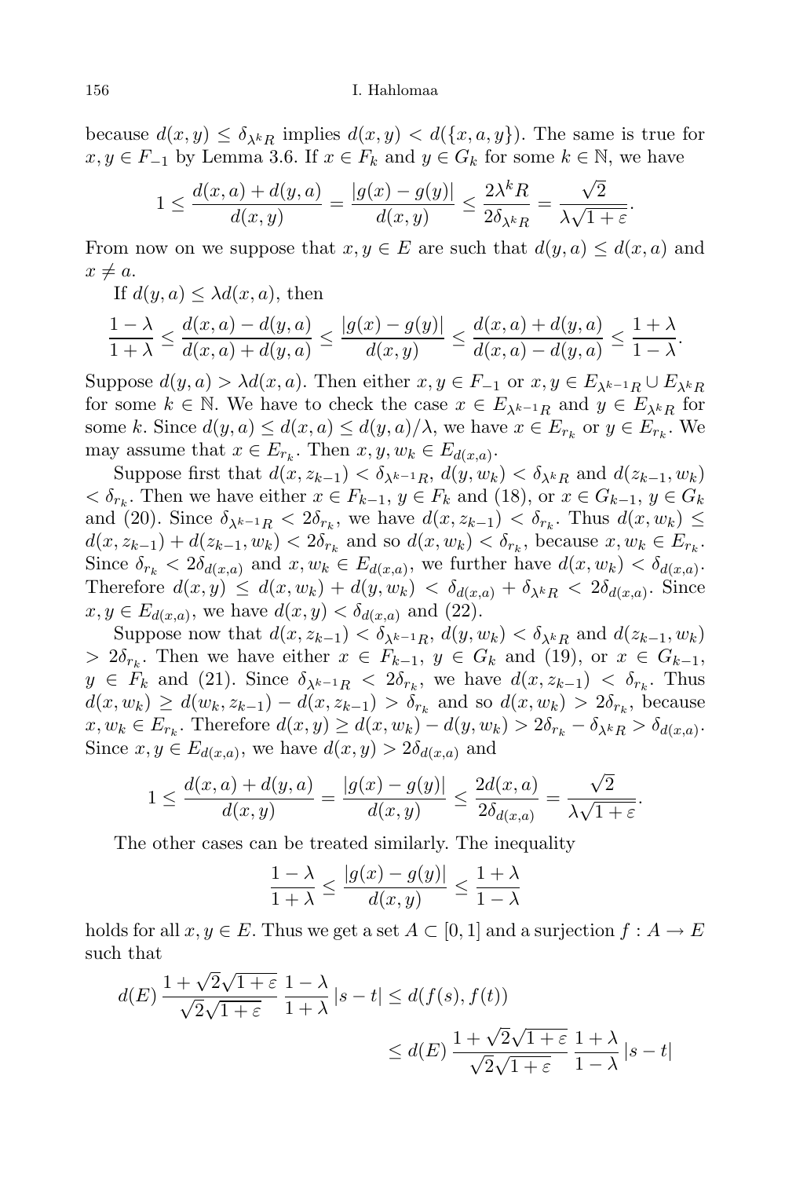because $d(x,y) \le \delta_{\lambda^k R}$ implies $d(x,y) < d(\{x,a,y\})$. The same is true for $x, y \in F_{-1}$ by Lemma 3.6. If $x \in F_k$ and $y \in G_k$ for some $k \in \mathbb{N}$, we have

$$1 \le \frac{d(x,a) + d(y,a)}{d(x,y)} = \frac{|g(x) - g(y)|}{d(x,y)} \le \frac{2\lambda^k R}{2\delta_{\lambda^k R}} = \frac{\sqrt{2}}{\lambda\sqrt{1+\varepsilon}}.$$

From now on we suppose that $x, y \in E$ are such that $d(y,a) \le d(x,a)$ and $x \ne a$.

If $d(y,a) \le \lambda d(x,a)$, then

$$\frac{1-\lambda}{1+\lambda} \le \frac{d(x,a) - d(y,a)}{d(x,a) + d(y,a)} \le \frac{|g(x) - g(y)|}{d(x,y)} \le \frac{d(x,a) + d(y,a)}{d(x,a) - d(y,a)} \le \frac{1+\lambda}{1-\lambda}.$$

Suppose $d(y,a) > \lambda d(x,a)$. Then either $x, y \in F_{-1}$ or $x, y \in E_{\lambda^{k-1}R} \cup E_{\lambda^k R}$ for some $k \in \mathbb{N}$. We have to check the case $x \in E_{\lambda^{k-1}R}$ and $y \in E_{\lambda^k R}$ for some $k$. Since $d(y,a) \le d(x,a) \le d(y,a)/\lambda$, we have $x \in E_{r_k}$ or $y \in E_{r_k}$. We may assume that $x \in E_{r_k}$. Then $x, y, w_k \in E_{d(x,a)}$.

Suppose first that $d(x, z_{k-1}) < \delta_{\lambda^{k-1}R}$, $d(y, w_k) < \delta_{\lambda^k R}$ and $d(z_{k-1}, w_k) < \delta_{r_k}$. Then we have either $x \in F_{k-1}$, $y \in F_k$ and (18), or $x \in G_{k-1}$, $y \in G_k$ and (20). Since $\delta_{\lambda^{k-1}R} < 2\delta_{r_k}$, we have $d(x, z_{k-1}) < \delta_{r_k}$. Thus $d(x, w_k) \le d(x, z_{k-1}) + d(z_{k-1}, w_k) < 2\delta_{r_k}$ and so $d(x, w_k) < \delta_{r_k}$, because $x, w_k \in E_{r_k}$. Since $\delta_{r_k} < 2\delta_{d(x,a)}$ and $x, w_k \in E_{d(x,a)}$, we further have $d(x, w_k) < \delta_{d(x,a)}$. Therefore $d(x,y) \le d(x, w_k) + d(y, w_k) < \delta_{d(x,a)} + \delta_{\lambda^k R} < 2\delta_{d(x,a)}$. Since $x, y \in E_{d(x,a)}$, we have $d(x,y) < \delta_{d(x,a)}$ and (22).

Suppose now that $d(x, z_{k-1}) < \delta_{\lambda^{k-1}R}$, $d(y, w_k) < \delta_{\lambda^k R}$ and $d(z_{k-1}, w_k) > 2\delta_{r_k}$. Then we have either $x \in F_{k-1}$, $y \in G_k$ and (19), or $x \in G_{k-1}$, $y \in F_k$ and (21). Since $\delta_{\lambda^{k-1}R} < 2\delta_{r_k}$, we have $d(x, z_{k-1}) < \delta_{r_k}$. Thus $d(x, w_k) \ge d(w_k, z_{k-1}) - d(x, z_{k-1}) > \delta_{r_k}$ and so $d(x, w_k) > 2\delta_{r_k}$, because $x, w_k \in E_{r_k}$. Therefore $d(x,y) \ge d(x, w_k) - d(y, w_k) > 2\delta_{r_k} - \delta_{\lambda^k R} > \delta_{d(x,a)}$. Since $x, y \in E_{d(x,a)}$, we have $d(x,y) > 2\delta_{d(x,a)}$ and

$$1 \le \frac{d(x,a) + d(y,a)}{d(x,y)} = \frac{|g(x) - g(y)|}{d(x,y)} \le \frac{2d(x,a)}{2\delta_{d(x,a)}} = \frac{\sqrt{2}}{\lambda\sqrt{1+\varepsilon}}.$$

The other cases can be treated similarly. The inequality

$$\frac{1-\lambda}{1+\lambda} \le \frac{|g(x) - g(y)|}{d(x,y)} \le \frac{1+\lambda}{1-\lambda}$$

holds for all $x, y \in E$. Thus we get a set $A \subset [0,1]$ and a surjection $f : A \to E$ such that

$$d(E)\,\frac{1+\sqrt{2}\sqrt{1+\varepsilon}}{\sqrt{2}\sqrt{1+\varepsilon}}\,\frac{1-\lambda}{1+\lambda}\,|s-t| \le d(f(s), f(t))$$
$$\le d(E)\,\frac{1+\sqrt{2}\sqrt{1+\varepsilon}}{\sqrt{2}\sqrt{1+\varepsilon}}\,\frac{1+\lambda}{1-\lambda}\,|s-t|$$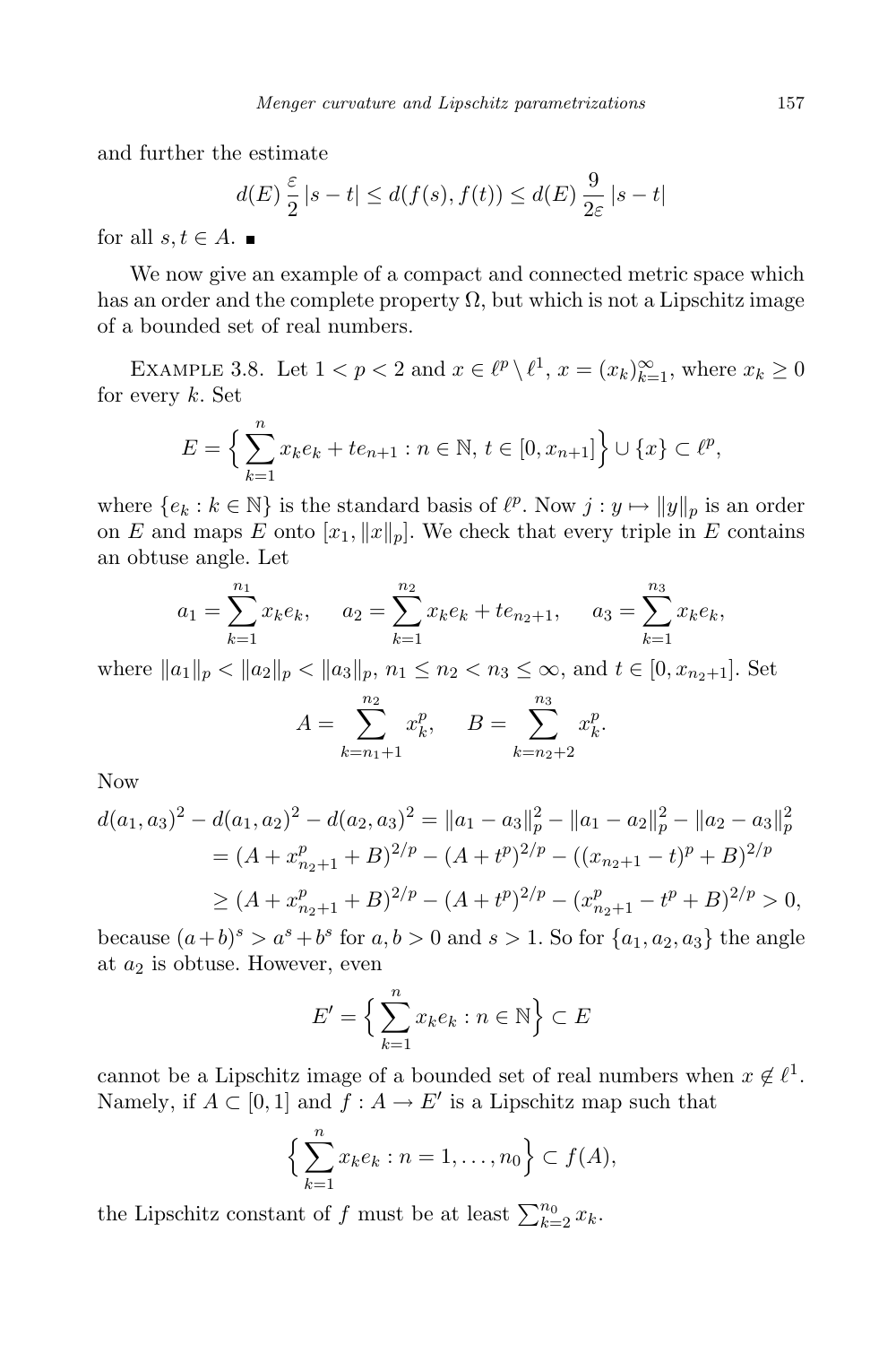and further the estimate

$$d(E)\,\frac{\varepsilon}{2}\,|s-t| \le d(f(s),f(t)) \le d(E)\,\frac{9}{2\varepsilon}\,|s-t|$$

for all $s,t \in A$. ∎

We now give an example of a compact and connected metric space which has an order and the complete property $\Omega$, but which is not a Lipschitz image of a bounded set of real numbers.

Example 3.8. Let $1<p<2$ and $x \in \ell^p \setminus \ell^1$, $x=(x_k)_{k=1}^\infty$, where $x_k \ge 0$ for every $k$. Set

$$E = \Big\{ \sum_{k=1}^{n} x_k e_k + t e_{n+1} : n \in \mathbb{N},\ t \in [0, x_{n+1}] \Big\} \cup \{x\} \subset \ell^p,$$

where $\{e_k : k \in \mathbb{N}\}$ is the standard basis of $\ell^p$. Now $j : y \mapsto \|y\|_p$ is an order on $E$ and maps $E$ onto $[x_1, \|x\|_p]$. We check that every triple in $E$ contains an obtuse angle. Let

$$a_1 = \sum_{k=1}^{n_1} x_k e_k, \qquad a_2 = \sum_{k=1}^{n_2} x_k e_k + t e_{n_2+1}, \qquad a_3 = \sum_{k=1}^{n_3} x_k e_k,$$

where $\|a_1\|_p < \|a_2\|_p < \|a_3\|_p$, $n_1 \le n_2 < n_3 \le \infty$, and $t \in [0, x_{n_2+1}]$. Set

$$A = \sum_{k=n_1+1}^{n_2} x_k^p, \qquad B = \sum_{k=n_2+2}^{n_3} x_k^p.$$

Now

$$\begin{aligned}
d(a_1,a_3)^2 - d(a_1,a_2)^2 - d(a_2,a_3)^2 &= \|a_1-a_3\|_p^2 - \|a_1-a_2\|_p^2 - \|a_2-a_3\|_p^2 \\
&= (A + x_{n_2+1}^p + B)^{2/p} - (A+t^p)^{2/p} - ((x_{n_2+1}-t)^p + B)^{2/p} \\
&\ge (A + x_{n_2+1}^p + B)^{2/p} - (A+t^p)^{2/p} - (x_{n_2+1}^p - t^p + B)^{2/p} > 0,
\end{aligned}$$

because $(a+b)^s > a^s + b^s$ for $a,b>0$ and $s>1$. So for $\{a_1,a_2,a_3\}$ the angle at $a_2$ is obtuse. However, even

$$E' = \Big\{ \sum_{k=1}^{n} x_k e_k : n \in \mathbb{N} \Big\} \subset E$$

cannot be a Lipschitz image of a bounded set of real numbers when $x \notin \ell^1$. Namely, if $A \subset [0,1]$ and $f : A \to E'$ is a Lipschitz map such that

$$\Big\{ \sum_{k=1}^{n} x_k e_k : n = 1, \dots, n_0 \Big\} \subset f(A),$$

the Lipschitz constant of $f$ must be at least $\sum_{k=2}^{n_0} x_k$.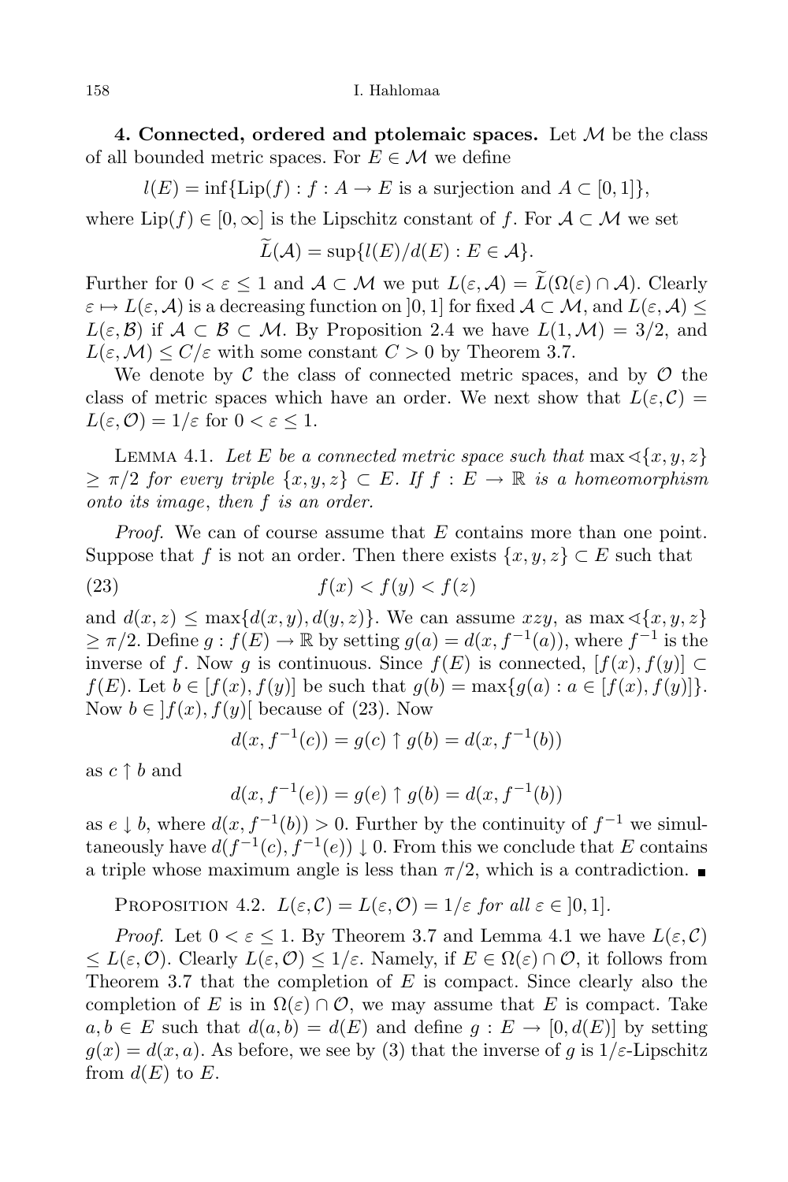**4. Connected, ordered and ptolemaic spaces.** Let $\mathcal{M}$ be the class of all bounded metric spaces. For $E \in \mathcal{M}$ we define

$$l(E) = \inf\{\mathrm{Lip}(f) : f : A \to E \text{ is a surjection and } A \subset [0,1]\},$$

where $\mathrm{Lip}(f) \in [0, \infty]$ is the Lipschitz constant of $f$. For $\mathcal{A} \subset \mathcal{M}$ we set

$$\widetilde{L}(\mathcal{A}) = \sup\{l(E)/d(E) : E \in \mathcal{A}\}.$$

Further for $0 < \varepsilon \leq 1$ and $\mathcal{A} \subset \mathcal{M}$ we put $L(\varepsilon, \mathcal{A}) = \widetilde{L}(\Omega(\varepsilon) \cap \mathcal{A})$. Clearly $\varepsilon \mapsto L(\varepsilon, \mathcal{A})$ is a decreasing function on $]0, 1]$ for fixed $\mathcal{A} \subset \mathcal{M}$, and $L(\varepsilon, \mathcal{A}) \leq L(\varepsilon, \mathcal{B})$ if $\mathcal{A} \subset \mathcal{B} \subset \mathcal{M}$. By Proposition 2.4 we have $L(1, \mathcal{M}) = 3/2$, and $L(\varepsilon, \mathcal{M}) \leq C/\varepsilon$ with some constant $C > 0$ by Theorem 3.7.

We denote by $\mathcal{C}$ the class of connected metric spaces, and by $\mathcal{O}$ the class of metric spaces which have an order. We next show that $L(\varepsilon, \mathcal{C}) = L(\varepsilon, \mathcal{O}) = 1/\varepsilon$ for $0 < \varepsilon \leq 1$.

Lemma 4.1. *Let $E$ be a connected metric space such that* $\max \sphericalangle\{x, y, z\} \geq \pi/2$ *for every triple* $\{x, y, z\} \subset E$. *If $f : E \to \mathbb{R}$ is a homeomorphism onto its image, then $f$ is an order.*

*Proof.* We can of course assume that $E$ contains more than one point. Suppose that $f$ is not an order. Then there exists $\{x, y, z\} \subset E$ such that

$$f(x) < f(y) < f(z) \tag{23}$$

and $d(x, z) \leq \max\{d(x, y), d(y, z)\}$. We can assume $xzy$, as $\max \sphericalangle\{x, y, z\} \geq \pi/2$. Define $g : f(E) \to \mathbb{R}$ by setting $g(a) = d(x, f^{-1}(a))$, where $f^{-1}$ is the inverse of $f$. Now $g$ is continuous. Since $f(E)$ is connected, $[f(x), f(y)] \subset f(E)$. Let $b \in [f(x), f(y)]$ be such that $g(b) = \max\{g(a) : a \in [f(x), f(y)]\}$. Now $b \in\, ]f(x), f(y)[$ because of (23). Now

$$d(x, f^{-1}(c)) = g(c) \uparrow g(b) = d(x, f^{-1}(b))$$

as $c \uparrow b$ and

$$d(x, f^{-1}(e)) = g(e) \uparrow g(b) = d(x, f^{-1}(b))$$

as $e \downarrow b$, where $d(x, f^{-1}(b)) > 0$. Further by the continuity of $f^{-1}$ we simultaneously have $d(f^{-1}(c), f^{-1}(e)) \downarrow 0$. From this we conclude that $E$ contains a triple whose maximum angle is less than $\pi/2$, which is a contradiction. ■

Proposition 4.2. $L(\varepsilon, \mathcal{C}) = L(\varepsilon, \mathcal{O}) = 1/\varepsilon$ *for all* $\varepsilon \in\, ]0, 1]$.

*Proof.* Let $0 < \varepsilon \leq 1$. By Theorem 3.7 and Lemma 4.1 we have $L(\varepsilon, \mathcal{C}) \leq L(\varepsilon, \mathcal{O})$. Clearly $L(\varepsilon, \mathcal{O}) \leq 1/\varepsilon$. Namely, if $E \in \Omega(\varepsilon) \cap \mathcal{O}$, it follows from Theorem 3.7 that the completion of $E$ is compact. Since clearly also the completion of $E$ is in $\Omega(\varepsilon) \cap \mathcal{O}$, we may assume that $E$ is compact. Take $a, b \in E$ such that $d(a, b) = d(E)$ and define $g : E \to [0, d(E)]$ by setting $g(x) = d(x, a)$. As before, we see by (3) that the inverse of $g$ is $1/\varepsilon$-Lipschitz from $d(E)$ to $E$.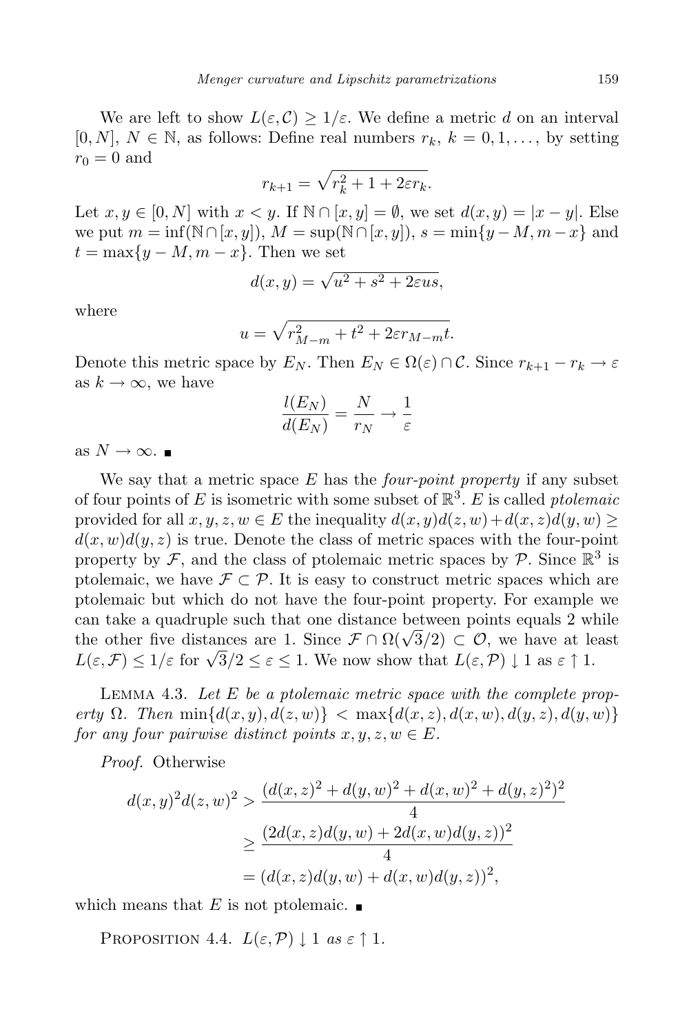We are left to show $L(\varepsilon, \mathcal{C}) \geq 1/\varepsilon$. We define a metric $d$ on an interval $[0, N]$, $N \in \mathbb{N}$, as follows: Define real numbers $r_k$, $k = 0, 1, \ldots$, by setting $r_0 = 0$ and

$$r_{k+1} = \sqrt{r_k^2 + 1 + 2\varepsilon r_k}.$$

Let $x, y \in [0, N]$ with $x < y$. If $\mathbb{N} \cap [x, y] = \emptyset$, we set $d(x, y) = |x - y|$. Else we put $m = \inf(\mathbb{N} \cap [x, y])$, $M = \sup(\mathbb{N} \cap [x, y])$, $s = \min\{y - M, m - x\}$ and $t = \max\{y - M, m - x\}$. Then we set

$$d(x, y) = \sqrt{u^2 + s^2 + 2\varepsilon us},$$

where

$$u = \sqrt{r_{M-m}^2 + t^2 + 2\varepsilon r_{M-m} t}.$$

Denote this metric space by $E_N$. Then $E_N \in \Omega(\varepsilon) \cap \mathcal{C}$. Since $r_{k+1} - r_k \to \varepsilon$ as $k \to \infty$, we have

$$\frac{l(E_N)}{d(E_N)} = \frac{N}{r_N} \to \frac{1}{\varepsilon}$$

as $N \to \infty$. ∎

We say that a metric space $E$ has the *four-point property* if any subset of four points of $E$ is isometric with some subset of $\mathbb{R}^3$. $E$ is called *ptolemaic* provided for all $x, y, z, w \in E$ the inequality $d(x, y)d(z, w) + d(x, z)d(y, w) \geq d(x, w)d(y, z)$ is true. Denote the class of metric spaces with the four-point property by $\mathcal{F}$, and the class of ptolemaic metric spaces by $\mathcal{P}$. Since $\mathbb{R}^3$ is ptolemaic, we have $\mathcal{F} \subset \mathcal{P}$. It is easy to construct metric spaces which are ptolemaic but which do not have the four-point property. For example we can take a quadruple such that one distance between points equals 2 while the other five distances are 1. Since $\mathcal{F} \cap \Omega(\sqrt{3}/2) \subset \mathcal{O}$, we have at least $L(\varepsilon, \mathcal{F}) \leq 1/\varepsilon$ for $\sqrt{3}/2 \leq \varepsilon \leq 1$. We now show that $L(\varepsilon, \mathcal{P}) \downarrow 1$ as $\varepsilon \uparrow 1$.

Lemma 4.3. *Let $E$ be a ptolemaic metric space with the complete property $\Omega$. Then $\min\{d(x, y), d(z, w)\} < \max\{d(x, z), d(x, w), d(y, z), d(y, w)\}$ for any four pairwise distinct points $x, y, z, w \in E$.*

*Proof.* Otherwise

$$\begin{aligned}
d(x, y)^2 d(z, w)^2 &> \frac{(d(x, z)^2 + d(y, w)^2 + d(x, w)^2 + d(y, z)^2)^2}{4} \\
&\geq \frac{(2d(x, z)d(y, w) + 2d(x, w)d(y, z))^2}{4} \\
&= (d(x, z)d(y, w) + d(x, w)d(y, z))^2,
\end{aligned}$$

which means that $E$ is not ptolemaic. ∎

Proposition 4.4. *$L(\varepsilon, \mathcal{P}) \downarrow 1$ as $\varepsilon \uparrow 1$.*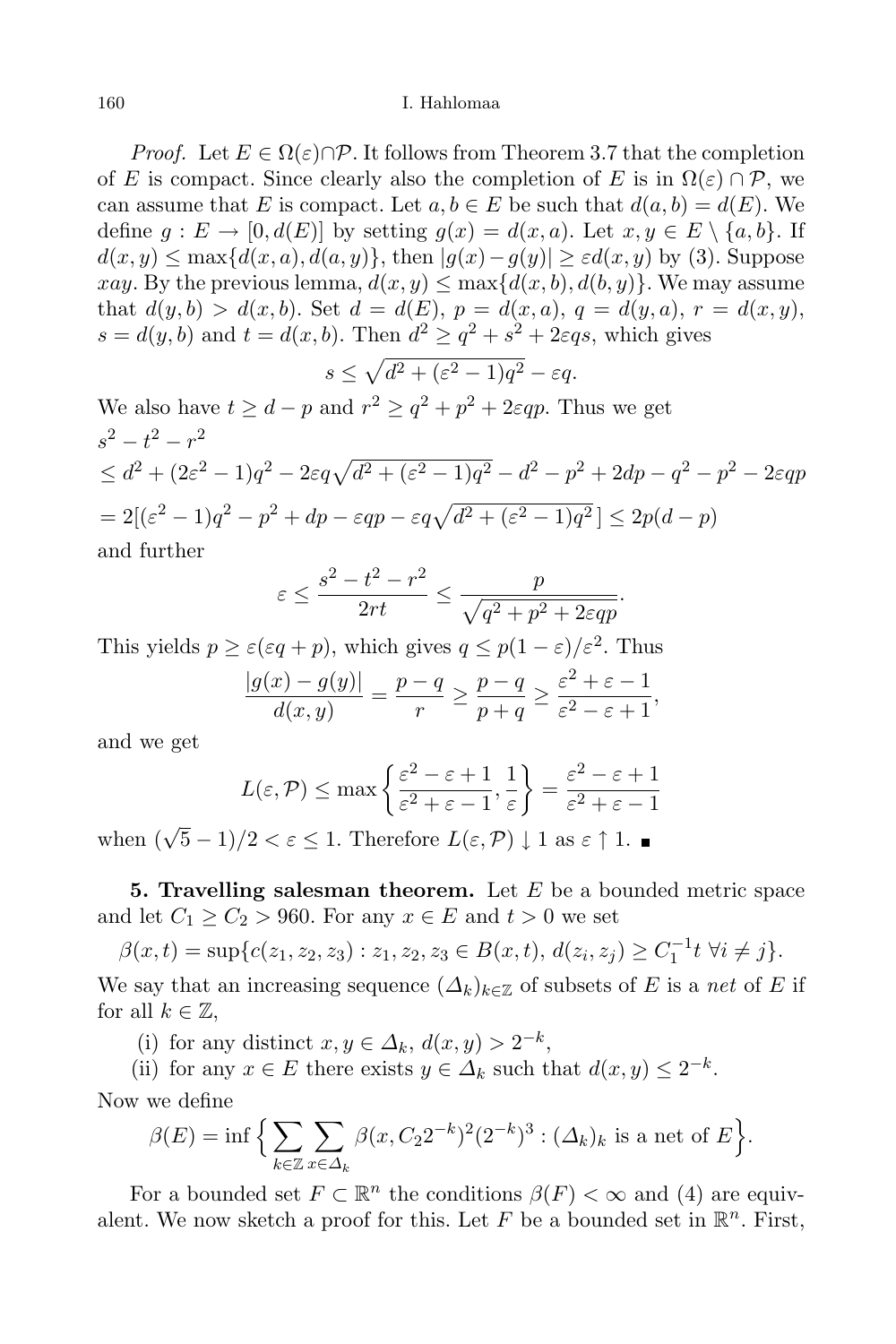*Proof.* Let $E \in \Omega(\varepsilon) \cap \mathcal{P}$. It follows from Theorem 3.7 that the completion of $E$ is compact. Since clearly also the completion of $E$ is in $\Omega(\varepsilon) \cap \mathcal{P}$, we can assume that $E$ is compact. Let $a, b \in E$ be such that $d(a,b) = d(E)$. We define $g : E \to [0, d(E)]$ by setting $g(x) = d(x,a)$. Let $x, y \in E \setminus \{a, b\}$. If $d(x,y) \le \max\{d(x,a), d(a,y)\}$, then $|g(x) - g(y)| \ge \varepsilon d(x,y)$ by (3). Suppose $xay$. By the previous lemma, $d(x,y) \le \max\{d(x,b), d(b,y)\}$. We may assume that $d(y,b) > d(x,b)$. Set $d = d(E)$, $p = d(x,a)$, $q = d(y,a)$, $r = d(x,y)$, $s = d(y,b)$ and $t = d(x,b)$. Then $d^2 \ge q^2 + s^2 + 2\varepsilon qs$, which gives

$$s \le \sqrt{d^2 + (\varepsilon^2 - 1)q^2} - \varepsilon q.$$

We also have $t \ge d - p$ and $r^2 \ge q^2 + p^2 + 2\varepsilon qp$. Thus we get

$$
\begin{aligned}
&s^2 - t^2 - r^2 \\
&\le d^2 + (2\varepsilon^2 - 1)q^2 - 2\varepsilon q\sqrt{d^2 + (\varepsilon^2 - 1)q^2} - d^2 - p^2 + 2dp - q^2 - p^2 - 2\varepsilon qp \\
&= 2[(\varepsilon^2 - 1)q^2 - p^2 + dp - \varepsilon qp - \varepsilon q\sqrt{d^2 + (\varepsilon^2 - 1)q^2}\,] \le 2p(d - p)
\end{aligned}
$$

and further

$$\varepsilon \le \frac{s^2 - t^2 - r^2}{2rt} \le \frac{p}{\sqrt{q^2 + p^2 + 2\varepsilon qp}}.$$

This yields $p \ge \varepsilon(\varepsilon q + p)$, which gives $q \le p(1 - \varepsilon)/\varepsilon^2$. Thus

$$\frac{|g(x) - g(y)|}{d(x,y)} = \frac{p - q}{r} \ge \frac{p - q}{p + q} \ge \frac{\varepsilon^2 + \varepsilon - 1}{\varepsilon^2 - \varepsilon + 1},$$

and we get

$$L(\varepsilon, \mathcal{P}) \le \max\left\{\frac{\varepsilon^2 - \varepsilon + 1}{\varepsilon^2 + \varepsilon - 1}, \frac{1}{\varepsilon}\right\} = \frac{\varepsilon^2 - \varepsilon + 1}{\varepsilon^2 + \varepsilon - 1}$$

when $(\sqrt{5} - 1)/2 < \varepsilon \le 1$. Therefore $L(\varepsilon, \mathcal{P}) \downarrow 1$ as $\varepsilon \uparrow 1$. ∎

**5. Travelling salesman theorem.** Let $E$ be a bounded metric space and let $C_1 \ge C_2 > 960$. For any $x \in E$ and $t > 0$ we set

$$\beta(x,t) = \sup\{c(z_1, z_2, z_3) : z_1, z_2, z_3 \in B(x,t),\ d(z_i, z_j) \ge C_1^{-1} t\ \forall i \ne j\}.$$

We say that an increasing sequence $(\Delta_k)_{k \in \mathbb{Z}}$ of subsets of $E$ is a *net* of $E$ if for all $k \in \mathbb{Z}$,

(i) for any distinct $x, y \in \Delta_k$, $d(x,y) > 2^{-k}$,

(ii) for any $x \in E$ there exists $y \in \Delta_k$ such that $d(x,y) \le 2^{-k}$.

Now we define

$$\beta(E) = \inf\Big\{\sum_{k \in \mathbb{Z}} \sum_{x \in \Delta_k} \beta(x, C_2 2^{-k})^2 (2^{-k})^3 : (\Delta_k)_k \text{ is a net of } E\Big\}.$$

For a bounded set $F \subset \mathbb{R}^n$ the conditions $\beta(F) < \infty$ and (4) are equivalent. We now sketch a proof for this. Let $F$ be a bounded set in $\mathbb{R}^n$. First,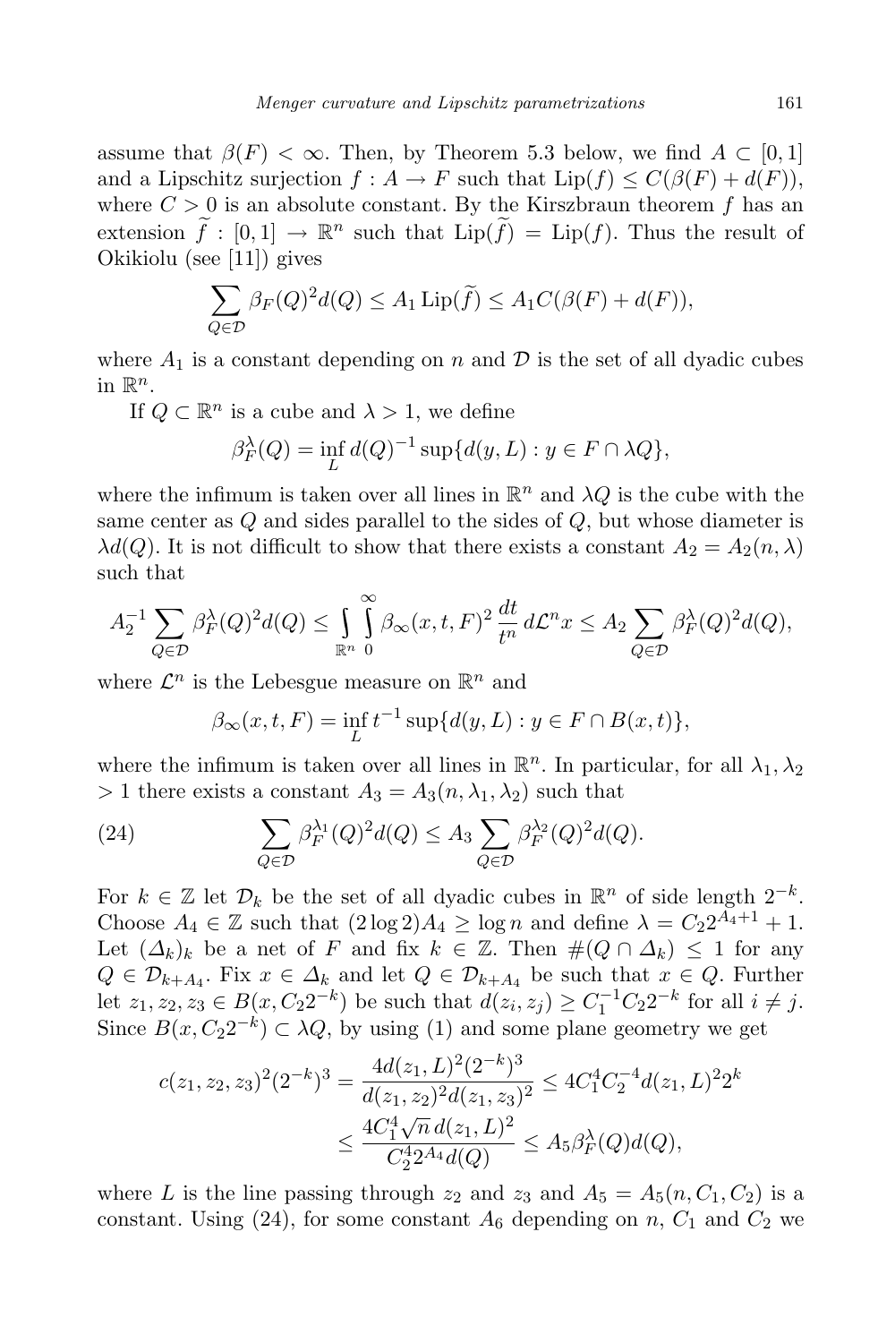assume that $\beta(F) < \infty$. Then, by Theorem 5.3 below, we find $A \subset [0,1]$ and a Lipschitz surjection $f : A \to F$ such that $\mathrm{Lip}(f) \le C(\beta(F) + d(F))$, where $C > 0$ is an absolute constant. By the Kirszbraun theorem $f$ has an extension $\widetilde{f} : [0,1] \to \mathbb{R}^n$ such that $\mathrm{Lip}(\widetilde{f}) = \mathrm{Lip}(f)$. Thus the result of Okikiolu (see [11]) gives

$$\sum_{Q \in \mathcal{D}} \beta_F(Q)^2 d(Q) \le A_1 \mathrm{Lip}(\widetilde{f}) \le A_1 C(\beta(F) + d(F)),$$

where $A_1$ is a constant depending on $n$ and $\mathcal{D}$ is the set of all dyadic cubes in $\mathbb{R}^n$.

If $Q \subset \mathbb{R}^n$ is a cube and $\lambda > 1$, we define

$$\beta_F^{\lambda}(Q) = \inf_L d(Q)^{-1} \sup\{d(y, L) : y \in F \cap \lambda Q\},$$

where the infimum is taken over all lines in $\mathbb{R}^n$ and $\lambda Q$ is the cube with the same center as $Q$ and sides parallel to the sides of $Q$, but whose diameter is $\lambda d(Q)$. It is not difficult to show that there exists a constant $A_2 = A_2(n, \lambda)$ such that

$$A_2^{-1} \sum_{Q \in \mathcal{D}} \beta_F^{\lambda}(Q)^2 d(Q) \le \int_{\mathbb{R}^n} \int_0^{\infty} \beta_{\infty}(x, t, F)^2 \frac{dt}{t^n} \, d\mathcal{L}^n x \le A_2 \sum_{Q \in \mathcal{D}} \beta_F^{\lambda}(Q)^2 d(Q),$$

where $\mathcal{L}^n$ is the Lebesgue measure on $\mathbb{R}^n$ and

$$\beta_{\infty}(x, t, F) = \inf_L t^{-1} \sup\{d(y, L) : y \in F \cap B(x, t)\},$$

where the infimum is taken over all lines in $\mathbb{R}^n$. In particular, for all $\lambda_1, \lambda_2 > 1$ there exists a constant $A_3 = A_3(n, \lambda_1, \lambda_2)$ such that

$$\sum_{Q \in \mathcal{D}} \beta_F^{\lambda_1}(Q)^2 d(Q) \le A_3 \sum_{Q \in \mathcal{D}} \beta_F^{\lambda_2}(Q)^2 d(Q). \tag{24}$$

For $k \in \mathbb{Z}$ let $\mathcal{D}_k$ be the set of all dyadic cubes in $\mathbb{R}^n$ of side length $2^{-k}$. Choose $A_4 \in \mathbb{Z}$ such that $(2 \log 2) A_4 \ge \log n$ and define $\lambda = C_2 2^{A_4+1} + 1$. Let $(\Delta_k)_k$ be a net of $F$ and fix $k \in \mathbb{Z}$. Then $\#(Q \cap \Delta_k) \le 1$ for any $Q \in \mathcal{D}_{k+A_4}$. Fix $x \in \Delta_k$ and let $Q \in \mathcal{D}_{k+A_4}$ be such that $x \in Q$. Further let $z_1, z_2, z_3 \in B(x, C_2 2^{-k})$ be such that $d(z_i, z_j) \ge C_1^{-1} C_2 2^{-k}$ for all $i \ne j$. Since $B(x, C_2 2^{-k}) \subset \lambda Q$, by using (1) and some plane geometry we get

$$\begin{aligned} c(z_1, z_2, z_3)^2 (2^{-k})^3 &= \frac{4 d(z_1, L)^2 (2^{-k})^3}{d(z_1, z_2)^2 d(z_1, z_3)^2} \le 4 C_1^4 C_2^{-4} d(z_1, L)^2 2^k \\ &\le \frac{4 C_1^4 \sqrt{n}\, d(z_1, L)^2}{C_2^4 2^{A_4} d(Q)} \le A_5 \beta_F^{\lambda}(Q) d(Q), \end{aligned}$$

where $L$ is the line passing through $z_2$ and $z_3$ and $A_5 = A_5(n, C_1, C_2)$ is a constant. Using (24), for some constant $A_6$ depending on $n$, $C_1$ and $C_2$ we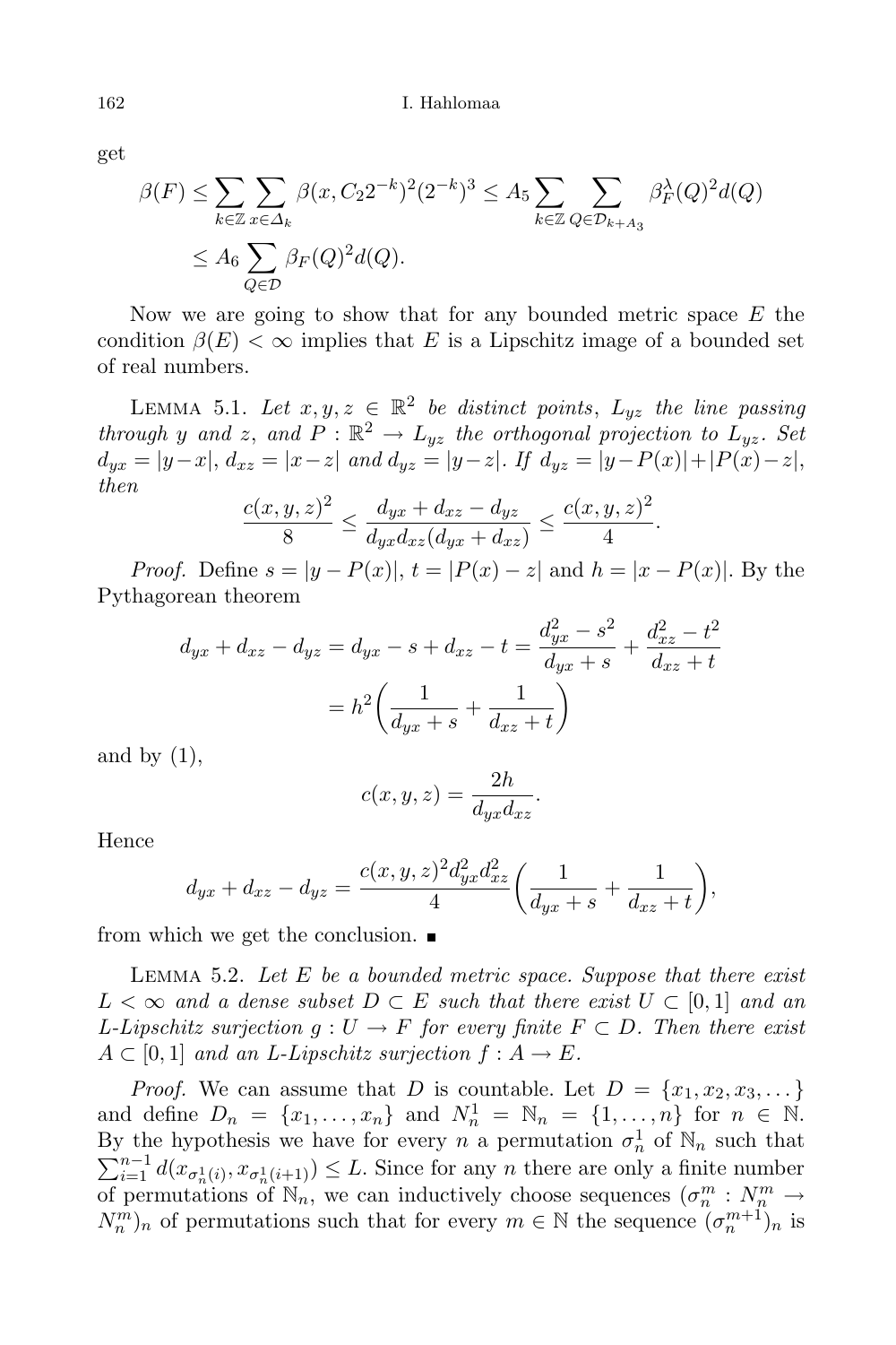get

$$\beta(F) \le \sum_{k\in\mathbb{Z}} \sum_{x\in\Delta_k} \beta(x, C_2 2^{-k})^2 (2^{-k})^3 \le A_5 \sum_{k\in\mathbb{Z}} \sum_{Q\in\mathcal{D}_{k+A_3}} \beta_F^\lambda(Q)^2 d(Q)$$
$$\le A_6 \sum_{Q\in\mathcal{D}} \beta_F(Q)^2 d(Q).$$

Now we are going to show that for any bounded metric space $E$ the condition $\beta(E) < \infty$ implies that $E$ is a Lipschitz image of a bounded set of real numbers.

Lemma 5.1. *Let $x, y, z \in \mathbb{R}^2$ be distinct points, $L_{yz}$ the line passing through $y$ and $z$, and $P : \mathbb{R}^2 \to L_{yz}$ the orthogonal projection to $L_{yz}$. Set $d_{yx} = |y-x|$, $d_{xz} = |x-z|$ and $d_{yz} = |y-z|$. If $d_{yz} = |y-P(x)|+|P(x)-z|$, then*

$$\frac{c(x,y,z)^2}{8} \le \frac{d_{yx}+d_{xz}-d_{yz}}{d_{yx}d_{xz}(d_{yx}+d_{xz})} \le \frac{c(x,y,z)^2}{4}.$$

*Proof.* Define $s = |y - P(x)|$, $t = |P(x) - z|$ and $h = |x - P(x)|$. By the Pythagorean theorem

$$d_{yx} + d_{xz} - d_{yz} = d_{yx} - s + d_{xz} - t = \frac{d_{yx}^2 - s^2}{d_{yx} + s} + \frac{d_{xz}^2 - t^2}{d_{xz} + t}$$
$$= h^2\left(\frac{1}{d_{yx}+s} + \frac{1}{d_{xz}+t}\right)$$

and by (1),

$$c(x,y,z) = \frac{2h}{d_{yx}d_{xz}}.$$

Hence

$$d_{yx} + d_{xz} - d_{yz} = \frac{c(x,y,z)^2 d_{yx}^2 d_{xz}^2}{4}\left(\frac{1}{d_{yx}+s} + \frac{1}{d_{xz}+t}\right),$$

from which we get the conclusion. ∎

Lemma 5.2. *Let $E$ be a bounded metric space. Suppose that there exist $L < \infty$ and a dense subset $D \subset E$ such that there exist $U \subset [0,1]$ and an $L$-Lipschitz surjection $g : U \to F$ for every finite $F \subset D$. Then there exist $A \subset [0,1]$ and an $L$-Lipschitz surjection $f : A \to E$.*

*Proof.* We can assume that $D$ is countable. Let $D = \{x_1, x_2, x_3, \dots\}$ and define $D_n = \{x_1, \dots, x_n\}$ and $N_n^1 = \mathbb{N}_n = \{1, \dots, n\}$ for $n \in \mathbb{N}$. By the hypothesis we have for every $n$ a permutation $\sigma_n^1$ of $\mathbb{N}_n$ such that $\sum_{i=1}^{n-1} d(x_{\sigma_n^1(i)}, x_{\sigma_n^1(i+1)}) \le L$. Since for any $n$ there are only a finite number of permutations of $\mathbb{N}_n$, we can inductively choose sequences $(\sigma_n^m : N_n^m \to N_n^m)_n$ of permutations such that for every $m \in \mathbb{N}$ the sequence $(\sigma_n^{m+1})_n$ is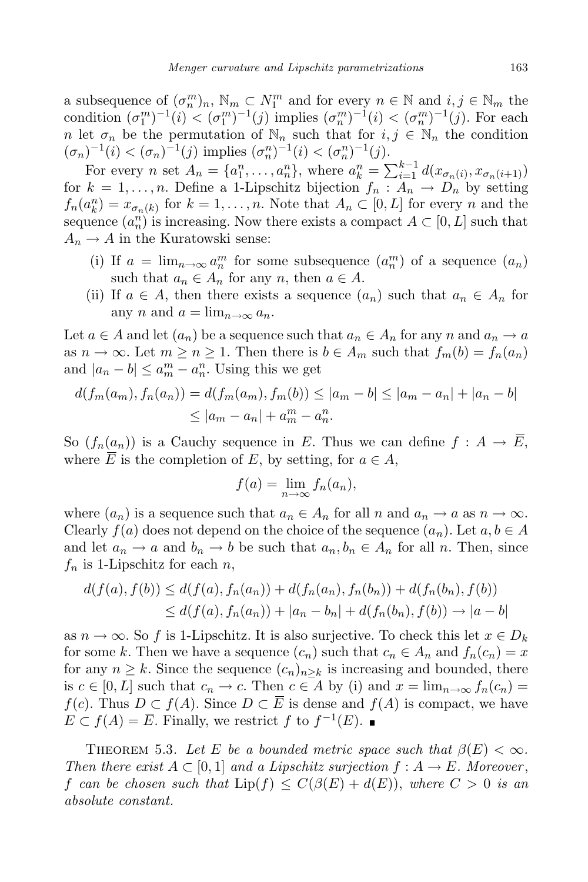a subsequence of $(\sigma_n^m)_n$, $\mathbb{N}_m \subset N_1^m$ and for every $n \in \mathbb{N}$ and $i, j \in \mathbb{N}_m$ the condition $(\sigma_1^m)^{-1}(i) < (\sigma_1^m)^{-1}(j)$ implies $(\sigma_n^m)^{-1}(i) < (\sigma_n^m)^{-1}(j)$. For each $n$ let $\sigma_n$ be the permutation of $\mathbb{N}_n$ such that for $i, j \in \mathbb{N}_n$ the condition $(\sigma_n)^{-1}(i) < (\sigma_n)^{-1}(j)$ implies $(\sigma_n^n)^{-1}(i) < (\sigma_n^n)^{-1}(j)$.

For every $n$ set $A_n = \{a_1^n, \dots, a_n^n\}$, where $a_k^n = \sum_{i=1}^{k-1} d(x_{\sigma_n(i)}, x_{\sigma_n(i+1)})$ for $k = 1, \dots, n$. Define a 1-Lipschitz bijection $f_n : A_n \to D_n$ by setting $f_n(a_k^n) = x_{\sigma_n(k)}$ for $k = 1, \dots, n$. Note that $A_n \subset [0, L]$ for every $n$ and the sequence $(a_n^n)$ is increasing. Now there exists a compact $A \subset [0, L]$ such that $A_n \to A$ in the Kuratowski sense:

(i) If $a = \lim_{n\to\infty} a_n^m$ for some subsequence $(a_n^m)$ of a sequence $(a_n)$ such that $a_n \in A_n$ for any $n$, then $a \in A$.

(ii) If $a \in A$, then there exists a sequence $(a_n)$ such that $a_n \in A_n$ for any $n$ and $a = \lim_{n\to\infty} a_n$.

Let $a \in A$ and let $(a_n)$ be a sequence such that $a_n \in A_n$ for any $n$ and $a_n \to a$ as $n \to \infty$. Let $m \geq n \geq 1$. Then there is $b \in A_m$ such that $f_m(b) = f_n(a_n)$ and $|a_n - b| \leq a_m^m - a_n^n$. Using this we get

$$\begin{aligned} d(f_m(a_m), f_n(a_n)) = d(f_m(a_m), f_m(b)) &\leq |a_m - b| \leq |a_m - a_n| + |a_n - b| \\ &\leq |a_m - a_n| + a_m^m - a_n^n. \end{aligned}$$

So $(f_n(a_n))$ is a Cauchy sequence in $E$. Thus we can define $f : A \to \overline{E}$, where $\overline{E}$ is the completion of $E$, by setting, for $a \in A$,

$$f(a) = \lim_{n\to\infty} f_n(a_n),$$

where $(a_n)$ is a sequence such that $a_n \in A_n$ for all $n$ and $a_n \to a$ as $n \to \infty$. Clearly $f(a)$ does not depend on the choice of the sequence $(a_n)$. Let $a, b \in A$ and let $a_n \to a$ and $b_n \to b$ be such that $a_n, b_n \in A_n$ for all $n$. Then, since $f_n$ is 1-Lipschitz for each $n$,

$$\begin{aligned} d(f(a), f(b)) &\leq d(f(a), f_n(a_n)) + d(f_n(a_n), f_n(b_n)) + d(f_n(b_n), f(b)) \\ &\leq d(f(a), f_n(a_n)) + |a_n - b_n| + d(f_n(b_n), f(b)) \to |a - b| \end{aligned}$$

as $n \to \infty$. So $f$ is 1-Lipschitz. It is also surjective. To check this let $x \in D_k$ for some $k$. Then we have a sequence $(c_n)$ such that $c_n \in A_n$ and $f_n(c_n) = x$ for any $n \geq k$. Since the sequence $(c_n)_{n\geq k}$ is increasing and bounded, there is $c \in [0, L]$ such that $c_n \to c$. Then $c \in A$ by (i) and $x = \lim_{n\to\infty} f_n(c_n) = f(c)$. Thus $D \subset f(A)$. Since $D \subset \overline{E}$ is dense and $f(A)$ is compact, we have $E \subset f(A) = \overline{E}$. Finally, we restrict $f$ to $f^{-1}(E)$. ∎

Theorem 5.3. *Let $E$ be a bounded metric space such that $\beta(E) < \infty$. Then there exist $A \subset [0, 1]$ and a Lipschitz surjection $f : A \to E$. Moreover, $f$ can be chosen such that $\mathrm{Lip}(f) \leq C(\beta(E) + d(E))$, where $C > 0$ is an absolute constant.*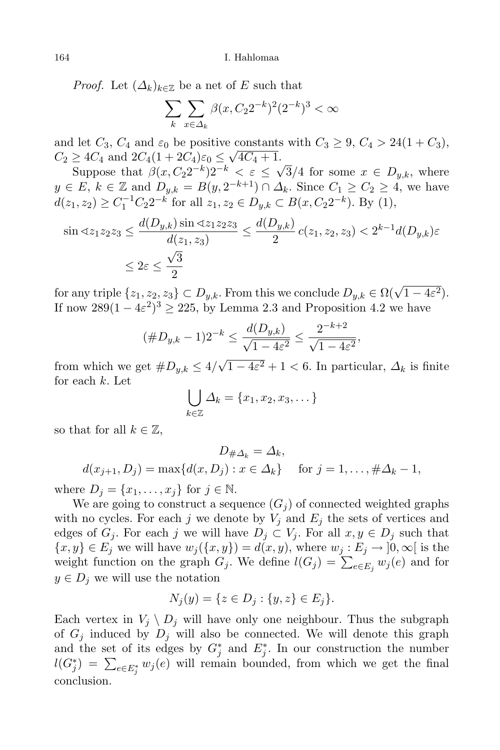*Proof.* Let $(\Delta_k)_{k\in\mathbb{Z}}$ be a net of $E$ such that

$$\sum_k \sum_{x\in\Delta_k} \beta(x, C_2 2^{-k})^2 (2^{-k})^3 < \infty$$

and let $C_3$, $C_4$ and $\varepsilon_0$ be positive constants with $C_3 \geq 9$, $C_4 > 24(1 + C_3)$, $C_2 \geq 4C_4$ and $2C_4(1 + 2C_4)\varepsilon_0 \leq \sqrt{4C_4 + 1}$.

Suppose that $\beta(x, C_2 2^{-k})2^{-k} < \varepsilon \leq \sqrt{3}/4$ for some $x \in D_{y,k}$, where $y \in E$, $k \in \mathbb{Z}$ and $D_{y,k} = B(y, 2^{-k+1}) \cap \Delta_k$. Since $C_1 \geq C_2 \geq 4$, we have $d(z_1, z_2) \geq C_1^{-1} C_2 2^{-k}$ for all $z_1, z_2 \in D_{y,k} \subset B(x, C_2 2^{-k})$. By (1),

$$\begin{aligned}
\sin \sphericalangle z_1 z_2 z_3 &\leq \frac{d(D_{y,k}) \sin \sphericalangle z_1 z_2 z_3}{d(z_1, z_3)} \leq \frac{d(D_{y,k})}{2}\, c(z_1, z_2, z_3) < 2^{k-1} d(D_{y,k})\varepsilon \\
&\leq 2\varepsilon \leq \frac{\sqrt{3}}{2}
\end{aligned}$$

for any triple $\{z_1, z_2, z_3\} \subset D_{y,k}$. From this we conclude $D_{y,k} \in \Omega(\sqrt{1 - 4\varepsilon^2})$. If now $289(1 - 4\varepsilon^2)^3 \geq 225$, by Lemma 2.3 and Proposition 4.2 we have

$$(\# D_{y,k} - 1)2^{-k} \leq \frac{d(D_{y,k})}{\sqrt{1 - 4\varepsilon^2}} \leq \frac{2^{-k+2}}{\sqrt{1 - 4\varepsilon^2}},$$

from which we get $\# D_{y,k} \leq 4/\sqrt{1 - 4\varepsilon^2} + 1 < 6$. In particular, $\Delta_k$ is finite for each $k$. Let

$$\bigcup_{k\in\mathbb{Z}} \Delta_k = \{x_1, x_2, x_3, \dots\}$$

so that for all $k \in \mathbb{Z}$,

$$\begin{aligned}
D_{\#\Delta_k} &= \Delta_k, \\
d(x_{j+1}, D_j) &= \max\{d(x, D_j) : x \in \Delta_k\} \quad \text{ for } j = 1, \dots, \#\Delta_k - 1,
\end{aligned}$$

where $D_j = \{x_1, \dots, x_j\}$ for $j \in \mathbb{N}$.

We are going to construct a sequence $(G_j)$ of connected weighted graphs with no cycles. For each $j$ we denote by $V_j$ and $E_j$ the sets of vertices and edges of $G_j$. For each $j$ we will have $D_j \subset V_j$. For all $x, y \in D_j$ such that $\{x, y\} \in E_j$ we will have $w_j(\{x, y\}) = d(x, y)$, where $w_j : E_j \to ]0, \infty[$ is the weight function on the graph $G_j$. We define $l(G_j) = \sum_{e\in E_j} w_j(e)$ and for $y \in D_j$ we will use the notation

$$N_j(y) = \{z \in D_j : \{y, z\} \in E_j\}.$$

Each vertex in $V_j \setminus D_j$ will have only one neighbour. Thus the subgraph of $G_j$ induced by $D_j$ will also be connected. We will denote this graph and the set of its edges by $G_j^*$ and $E_j^*$. In our construction the number $l(G_j^*) = \sum_{e\in E_j^*} w_j(e)$ will remain bounded, from which we get the final conclusion.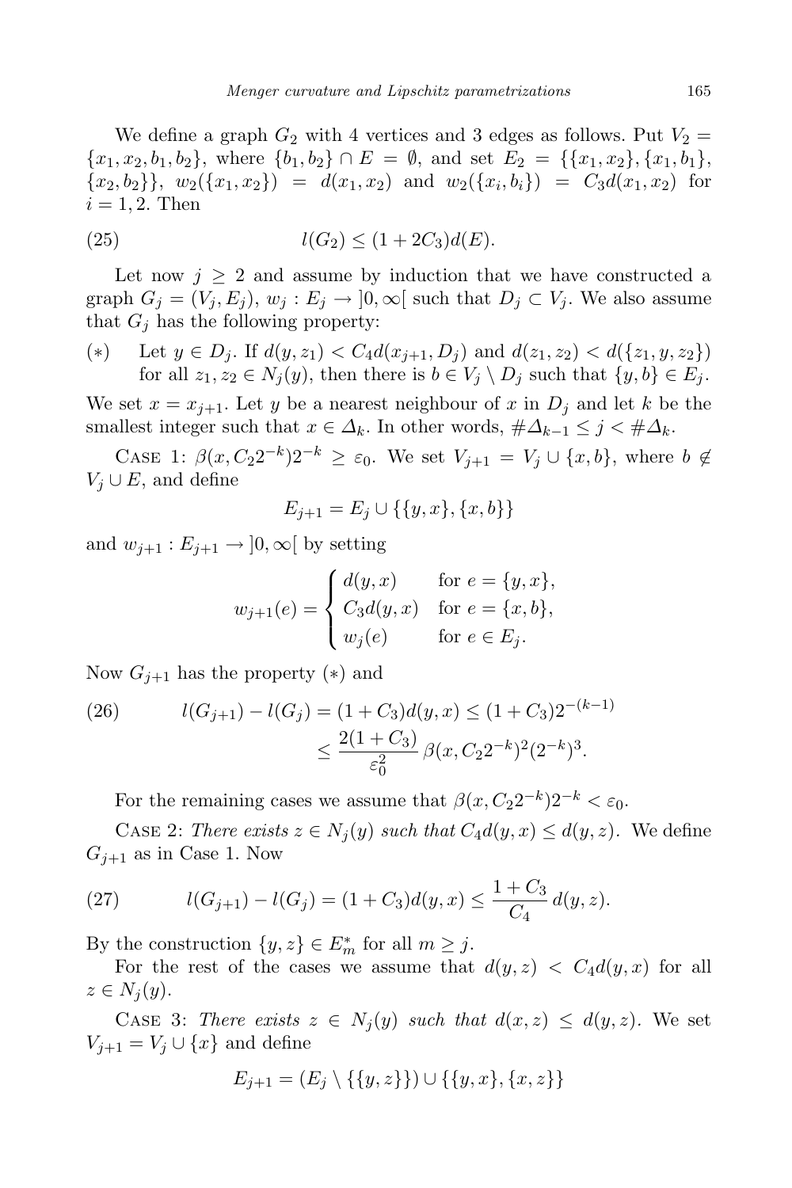We define a graph $G_2$ with 4 vertices and 3 edges as follows. Put $V_2 = \{x_1, x_2, b_1, b_2\}$, where $\{b_1, b_2\} \cap E = \emptyset$, and set $E_2 = \{\{x_1, x_2\}, \{x_1, b_1\}, \{x_2, b_2\}\}$, $w_2(\{x_1, x_2\}) = d(x_1, x_2)$ and $w_2(\{x_i, b_i\}) = C_3 d(x_1, x_2)$ for $i = 1, 2$. Then

$$l(G_2) \le (1 + 2C_3) d(E). \tag{25}$$

Let now $j \ge 2$ and assume by induction that we have constructed a graph $G_j = (V_j, E_j)$, $w_j : E_j \to ]0, \infty[$ such that $D_j \subset V_j$. We also assume that $G_j$ has the following property:

(∗) Let $y \in D_j$. If $d(y, z_1) < C_4 d(x_{j+1}, D_j)$ and $d(z_1, z_2) < d(\{z_1, y, z_2\})$ for all $z_1, z_2 \in N_j(y)$, then there is $b \in V_j \setminus D_j$ such that $\{y, b\} \in E_j$.

We set $x = x_{j+1}$. Let $y$ be a nearest neighbour of $x$ in $D_j$ and let $k$ be the smallest integer such that $x \in \Delta_k$. In other words, $\#\Delta_{k-1} \le j < \#\Delta_k$.

Case 1: $\beta(x, C_2 2^{-k}) 2^{-k} \ge \varepsilon_0$. We set $V_{j+1} = V_j \cup \{x, b\}$, where $b \notin V_j \cup E$, and define

$$E_{j+1} = E_j \cup \{\{y, x\}, \{x, b\}\}$$

and $w_{j+1} : E_{j+1} \to ]0, \infty[$ by setting

$$w_{j+1}(e) = \begin{cases} d(y, x) & \text{for } e = \{y, x\}, \\ C_3 d(y, x) & \text{for } e = \{x, b\}, \\ w_j(e) & \text{for } e \in E_j. \end{cases}$$

Now $G_{j+1}$ has the property (∗) and

$$\begin{aligned} l(G_{j+1}) - l(G_j) &= (1 + C_3) d(y, x) \le (1 + C_3) 2^{-(k-1)} \\ &\le \frac{2(1 + C_3)}{\varepsilon_0^2} \beta(x, C_2 2^{-k})^2 (2^{-k})^3. \end{aligned} \tag{26}$$

For the remaining cases we assume that $\beta(x, C_2 2^{-k}) 2^{-k} < \varepsilon_0$.

Case 2: *There exists* $z \in N_j(y)$ *such that* $C_4 d(y, x) \le d(y, z)$. We define $G_{j+1}$ as in Case 1. Now

$$l(G_{j+1}) - l(G_j) = (1 + C_3) d(y, x) \le \frac{1 + C_3}{C_4} d(y, z). \tag{27}$$

By the construction $\{y, z\} \in E_m^*$ for all $m \ge j$.

For the rest of the cases we assume that $d(y, z) < C_4 d(y, x)$ for all $z \in N_j(y)$.

Case 3: *There exists* $z \in N_j(y)$ *such that* $d(x, z) \le d(y, z)$. We set $V_{j+1} = V_j \cup \{x\}$ and define

$$E_{j+1} = (E_j \setminus \{\{y, z\}\}) \cup \{\{y, x\}, \{x, z\}\}$$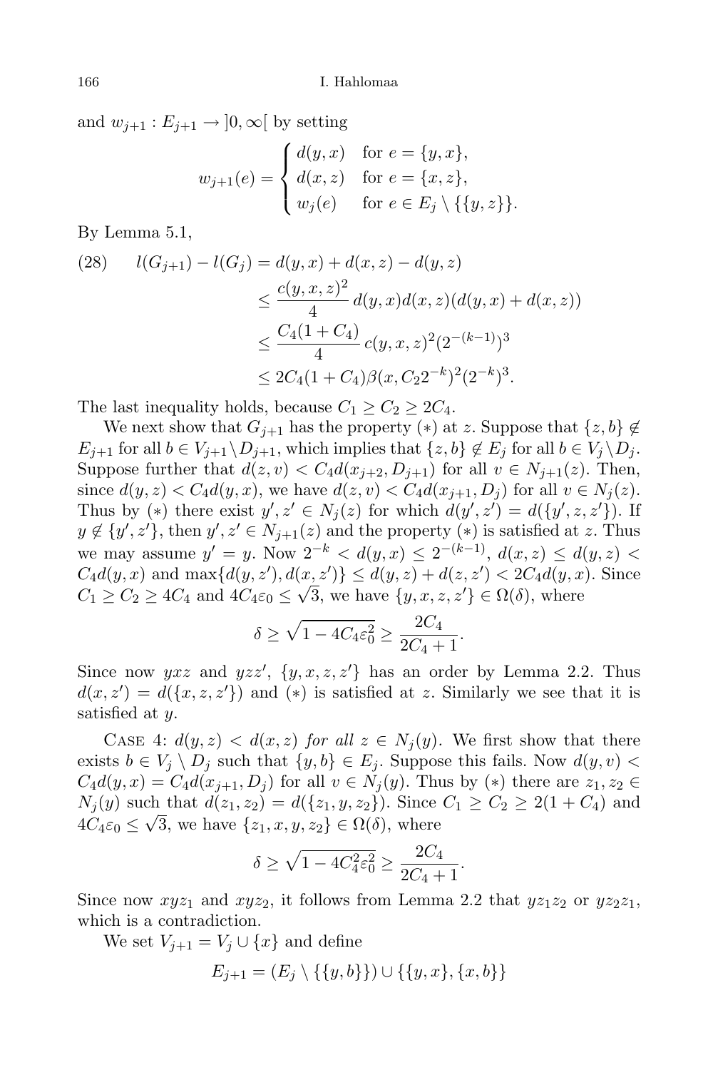and $w_{j+1} : E_{j+1} \to ]0, \infty[$ by setting

$$w_{j+1}(e) = \begin{cases} d(y,x) & \text{for } e = \{y,x\}, \\ d(x,z) & \text{for } e = \{x,z\}, \\ w_j(e) & \text{for } e \in E_j \setminus \{\{y,z\}\}. \end{cases}$$

By Lemma 5.1,

$$\begin{aligned} (28) \qquad l(G_{j+1}) - l(G_j) &= d(y,x) + d(x,z) - d(y,z) \\ &\le \frac{c(y,x,z)^2}{4}\, d(y,x) d(x,z)(d(y,x) + d(x,z)) \\ &\le \frac{C_4(1+C_4)}{4}\, c(y,x,z)^2 (2^{-(k-1)})^3 \\ &\le 2C_4(1+C_4)\beta(x, C_2 2^{-k})^2 (2^{-k})^3. \end{aligned}$$

The last inequality holds, because $C_1 \ge C_2 \ge 2C_4$.

We next show that $G_{j+1}$ has the property $(*)$ at $z$. Suppose that $\{z,b\} \notin E_{j+1}$ for all $b \in V_{j+1} \setminus D_{j+1}$, which implies that $\{z,b\} \notin E_j$ for all $b \in V_j \setminus D_j$. Suppose further that $d(z,v) < C_4 d(x_{j+2}, D_{j+1})$ for all $v \in N_{j+1}(z)$. Then, since $d(y,z) < C_4 d(y,x)$, we have $d(z,v) < C_4 d(x_{j+1}, D_j)$ for all $v \in N_j(z)$. Thus by $(*)$ there exist $y', z' \in N_j(z)$ for which $d(y',z') = d(\{y',z,z'\})$. If $y \notin \{y', z'\}$, then $y', z' \in N_{j+1}(z)$ and the property $(*)$ is satisfied at $z$. Thus we may assume $y' = y$. Now $2^{-k} < d(y,x) \le 2^{-(k-1)}$, $d(x,z) \le d(y,z) < C_4 d(y,x)$ and $\max\{d(y,z'), d(x,z')\} \le d(y,z) + d(z,z') < 2C_4 d(y,x)$. Since $C_1 \ge C_2 \ge 4C_4$ and $4C_4\varepsilon_0 \le \sqrt{3}$, we have $\{y,x,z,z'\} \in \Omega(\delta)$, where

$$\delta \ge \sqrt{1 - 4C_4\varepsilon_0^2} \ge \frac{2C_4}{2C_4 + 1}.$$

Since now $yxz$ and $yzz'$, $\{y,x,z,z'\}$ has an order by Lemma 2.2. Thus $d(x,z') = d(\{x,z,z'\})$ and $(*)$ is satisfied at $z$. Similarly we see that it is satisfied at $y$.

Case 4: *$d(y,z) < d(x,z)$ for all $z \in N_j(y)$.* We first show that there exists $b \in V_j \setminus D_j$ such that $\{y,b\} \in E_j$. Suppose this fails. Now $d(y,v) < C_4 d(y,x) = C_4 d(x_{j+1}, D_j)$ for all $v \in N_j(y)$. Thus by $(*)$ there are $z_1, z_2 \in N_j(y)$ such that $d(z_1,z_2) = d(\{z_1,y,z_2\})$. Since $C_1 \ge C_2 \ge 2(1+C_4)$ and $4C_4\varepsilon_0 \le \sqrt{3}$, we have $\{z_1,x,y,z_2\} \in \Omega(\delta)$, where

$$\delta \ge \sqrt{1 - 4C_4^2\varepsilon_0^2} \ge \frac{2C_4}{2C_4 + 1}.$$

Since now $xyz_1$ and $xyz_2$, it follows from Lemma 2.2 that $yz_1z_2$ or $yz_2z_1$, which is a contradiction.

We set $V_{j+1} = V_j \cup \{x\}$ and define

$$E_{j+1} = (E_j \setminus \{\{y,b\}\}) \cup \{\{y,x\}, \{x,b\}\}$$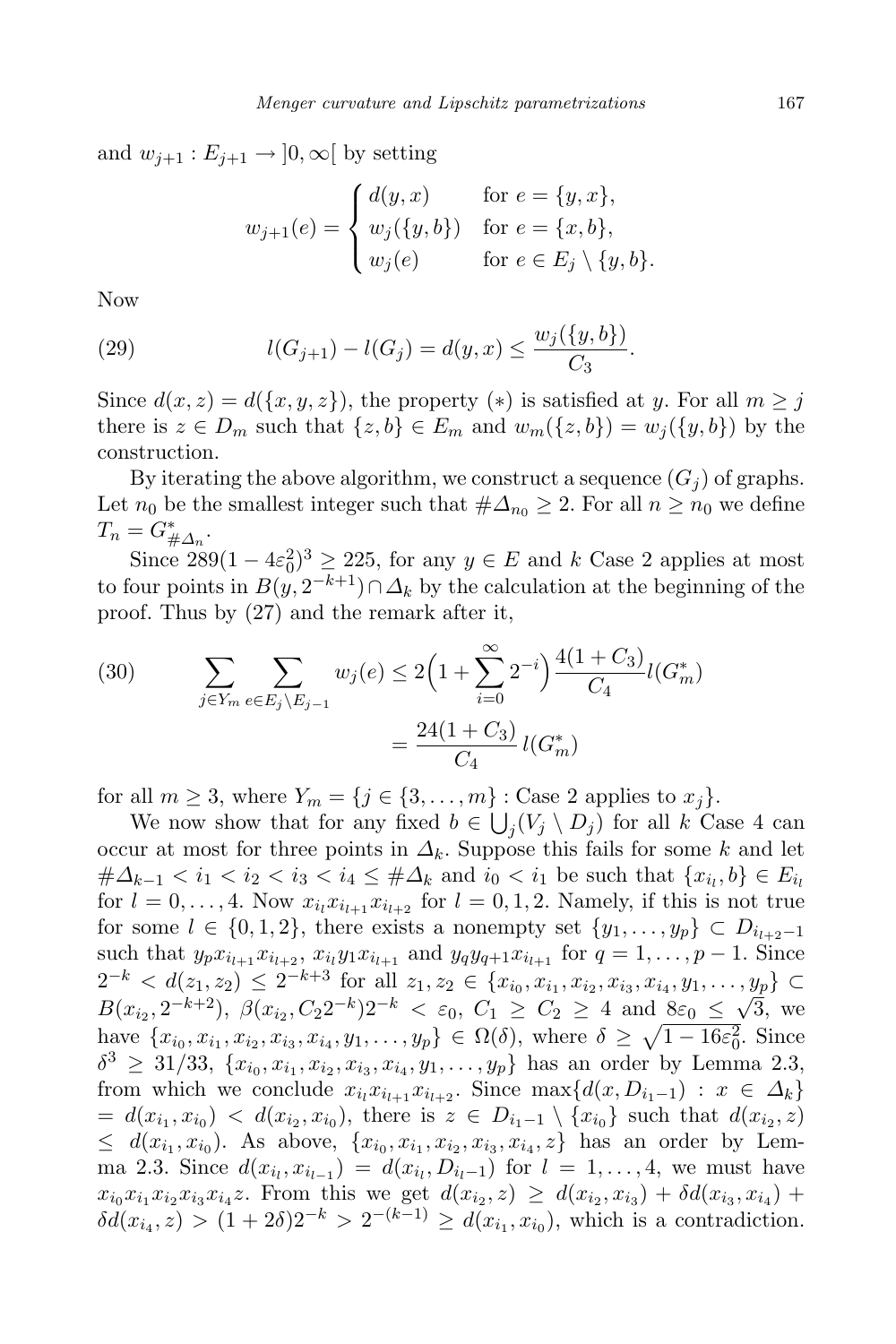and $w_{j+1} : E_{j+1} \to ]0, \infty[$ by setting

$$w_{j+1}(e) = \begin{cases} d(y,x) & \text{for } e = \{y,x\}, \\ w_j(\{y,b\}) & \text{for } e = \{x,b\}, \\ w_j(e) & \text{for } e \in E_j \setminus \{y,b\}. \end{cases}$$

Now

$$l(G_{j+1}) - l(G_j) = d(y,x) \le \frac{w_j(\{y,b\})}{C_3}. \tag{29}$$

Since $d(x,z) = d(\{x,y,z\})$, the property $(*)$ is satisfied at $y$. For all $m \ge j$ there is $z \in D_m$ such that $\{z,b\} \in E_m$ and $w_m(\{z,b\}) = w_j(\{y,b\})$ by the construction.

By iterating the above algorithm, we construct a sequence $(G_j)$ of graphs. Let $n_0$ be the smallest integer such that $\#\Delta_{n_0} \ge 2$. For all $n \ge n_0$ we define $T_n = G^*_{\#\Delta_n}$.

Since $289(1-4\varepsilon_0^2)^3 \ge 225$, for any $y \in E$ and $k$ Case 2 applies at most to four points in $B(y, 2^{-k+1}) \cap \Delta_k$ by the calculation at the beginning of the proof. Thus by (27) and the remark after it,

$$\begin{aligned} \sum_{j \in Y_m} \sum_{e \in E_j \setminus E_{j-1}} w_j(e) &\le 2\Big(1 + \sum_{i=0}^{\infty} 2^{-i}\Big) \frac{4(1+C_3)}{C_4} l(G^*_m) \\ &= \frac{24(1+C_3)}{C_4}\, l(G^*_m) \end{aligned} \tag{30}$$

for all $m \ge 3$, where $Y_m = \{j \in \{3, \ldots, m\} : \text{Case 2 applies to } x_j\}$.

We now show that for any fixed $b \in \bigcup_j (V_j \setminus D_j)$ for all $k$ Case 4 can occur at most for three points in $\Delta_k$. Suppose this fails for some $k$ and let $\#\Delta_{k-1} < i_1 < i_2 < i_3 < i_4 \le \#\Delta_k$ and $i_0 < i_1$ be such that $\{x_{i_l}, b\} \in E_{i_l}$ for $l = 0, \ldots, 4$. Now $x_{i_l} x_{i_{l+1}} x_{i_{l+2}}$ for $l = 0,1,2$. Namely, if this is not true for some $l \in \{0,1,2\}$, there exists a nonempty set $\{y_1, \ldots, y_p\} \subset D_{i_{l+2}-1}$ such that $y_p x_{i_{l+1}} x_{i_{l+2}}$, $x_{i_l} y_1 x_{i_{l+1}}$ and $y_q y_{q+1} x_{i_{l+1}}$ for $q = 1, \ldots, p-1$. Since $2^{-k} < d(z_1, z_2) \le 2^{-k+3}$ for all $z_1, z_2 \in \{x_{i_0}, x_{i_1}, x_{i_2}, x_{i_3}, x_{i_4}, y_1, \ldots, y_p\} \subset B(x_{i_2}, 2^{-k+2})$, $\beta(x_{i_2}, C_2 2^{-k}) 2^{-k} < \varepsilon_0$, $C_1 \ge C_2 \ge 4$ and $8\varepsilon_0 \le \sqrt{3}$, we have $\{x_{i_0}, x_{i_1}, x_{i_2}, x_{i_3}, x_{i_4}, y_1, \ldots, y_p\} \in \Omega(\delta)$, where $\delta \ge \sqrt{1 - 16\varepsilon_0^2}$. Since $\delta^3 \ge 31/33$, $\{x_{i_0}, x_{i_1}, x_{i_2}, x_{i_3}, x_{i_4}, y_1, \ldots, y_p\}$ has an order by Lemma 2.3, from which we conclude $x_{i_l} x_{i_{l+1}} x_{i_{l+2}}$. Since $\max\{d(x, D_{i_1-1}) : x \in \Delta_k\} = d(x_{i_1}, x_{i_0}) < d(x_{i_2}, x_{i_0})$, there is $z \in D_{i_1-1} \setminus \{x_{i_0}\}$ such that $d(x_{i_2}, z) \le d(x_{i_1}, x_{i_0})$. As above, $\{x_{i_0}, x_{i_1}, x_{i_2}, x_{i_3}, x_{i_4}, z\}$ has an order by Lemma 2.3. Since $d(x_{i_l}, x_{i_{l-1}}) = d(x_{i_l}, D_{i_l-1})$ for $l = 1, \ldots, 4$, we must have $x_{i_0} x_{i_1} x_{i_2} x_{i_3} x_{i_4} z$. From this we get $d(x_{i_2}, z) \ge d(x_{i_2}, x_{i_3}) + \delta d(x_{i_3}, x_{i_4}) + \delta d(x_{i_4}, z) > (1+2\delta) 2^{-k} > 2^{-(k-1)} \ge d(x_{i_1}, x_{i_0})$, which is a contradiction.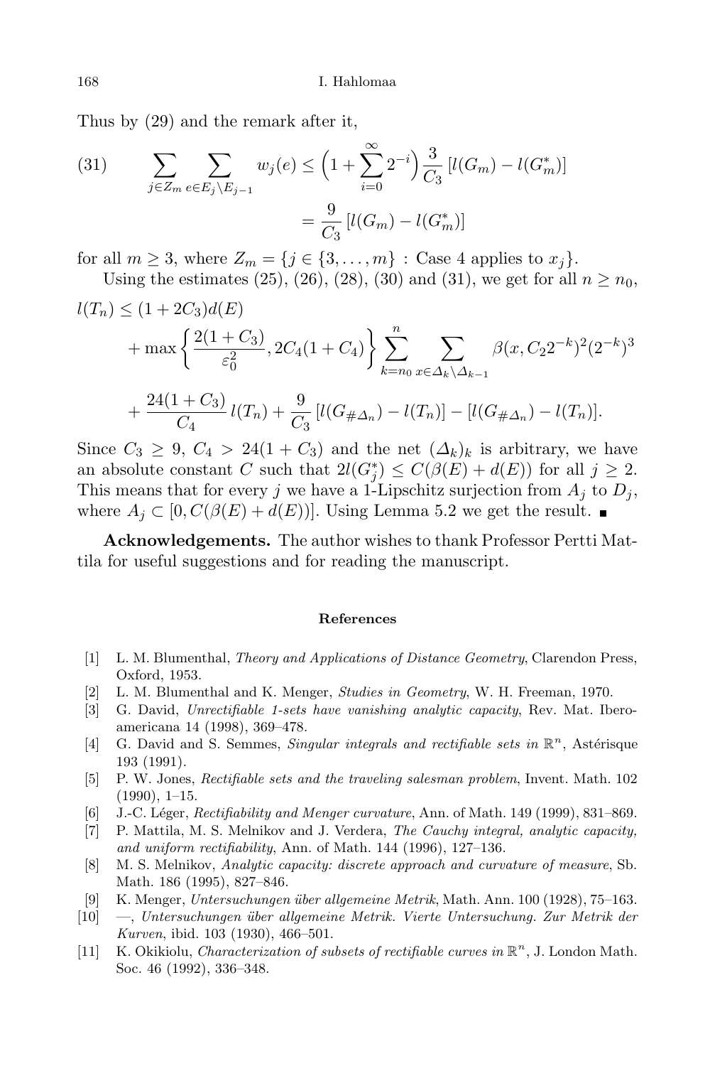Thus by (29) and the remark after it,

$$\sum_{j\in Z_m}\sum_{e\in E_j\setminus E_{j-1}} w_j(e) \le \Big(1+\sum_{i=0}^{\infty}2^{-i}\Big)\frac{3}{C_3}\,[l(G_m)-l(G_m^*)] = \frac{9}{C_3}\,[l(G_m)-l(G_m^*)] \tag{31}$$

for all $m \ge 3$, where $Z_m = \{j \in \{3,\dots,m\} : \text{Case 4 applies to } x_j\}$.

Using the estimates (25), (26), (28), (30) and (31), we get for all $n \ge n_0$,

$$\begin{aligned} l(T_n) &\le (1+2C_3)d(E) \\ &\quad + \max\Big\{\frac{2(1+C_3)}{\varepsilon_0^2}, 2C_4(1+C_4)\Big\}\sum_{k=n_0}^{n}\sum_{x\in\Delta_k\setminus\Delta_{k-1}}\beta(x,C_2 2^{-k})^2(2^{-k})^3 \\ &\quad + \frac{24(1+C_3)}{C_4}\,l(T_n) + \frac{9}{C_3}\,[l(G_{\#\Delta_n})-l(T_n)] - [l(G_{\#\Delta_n})-l(T_n)]. \end{aligned}$$

Since $C_3 \ge 9$, $C_4 > 24(1+C_3)$ and the net $(\Delta_k)_k$ is arbitrary, we have an absolute constant $C$ such that $2l(G_j^*) \le C(\beta(E)+d(E))$ for all $j \ge 2$. This means that for every $j$ we have a 1-Lipschitz surjection from $A_j$ to $D_j$, where $A_j \subset [0, C(\beta(E)+d(E))]$. Using Lemma 5.2 we get the result. ∎

**Acknowledgements.** The author wishes to thank Professor Pertti Mattila for useful suggestions and for reading the manuscript.

## References

[1] L. M. Blumenthal, *Theory and Applications of Distance Geometry*, Clarendon Press, Oxford, 1953.

[2] L. M. Blumenthal and K. Menger, *Studies in Geometry*, W. H. Freeman, 1970.

[3] G. David, *Unrectifiable 1-sets have vanishing analytic capacity*, Rev. Mat. Iberoamericana 14 (1998), 369–478.

[4] G. David and S. Semmes, *Singular integrals and rectifiable sets in* $\mathbb{R}^n$, Astérisque 193 (1991).

[5] P. W. Jones, *Rectifiable sets and the traveling salesman problem*, Invent. Math. 102 (1990), 1–15.

[6] J.-C. Léger, *Rectifiability and Menger curvature*, Ann. of Math. 149 (1999), 831–869.

[7] P. Mattila, M. S. Melnikov and J. Verdera, *The Cauchy integral, analytic capacity, and uniform rectifiability*, Ann. of Math. 144 (1996), 127–136.

[8] M. S. Melnikov, *Analytic capacity: discrete approach and curvature of measure*, Sb. Math. 186 (1995), 827–846.

[9] K. Menger, *Untersuchungen über allgemeine Metrik*, Math. Ann. 100 (1928), 75–163.

[10] —, *Untersuchungen über allgemeine Metrik. Vierte Untersuchung. Zur Metrik der Kurven*, ibid. 103 (1930), 466–501.

[11] K. Okikiolu, *Characterization of subsets of rectifiable curves in* $\mathbb{R}^n$, J. London Math. Soc. 46 (1992), 336–348.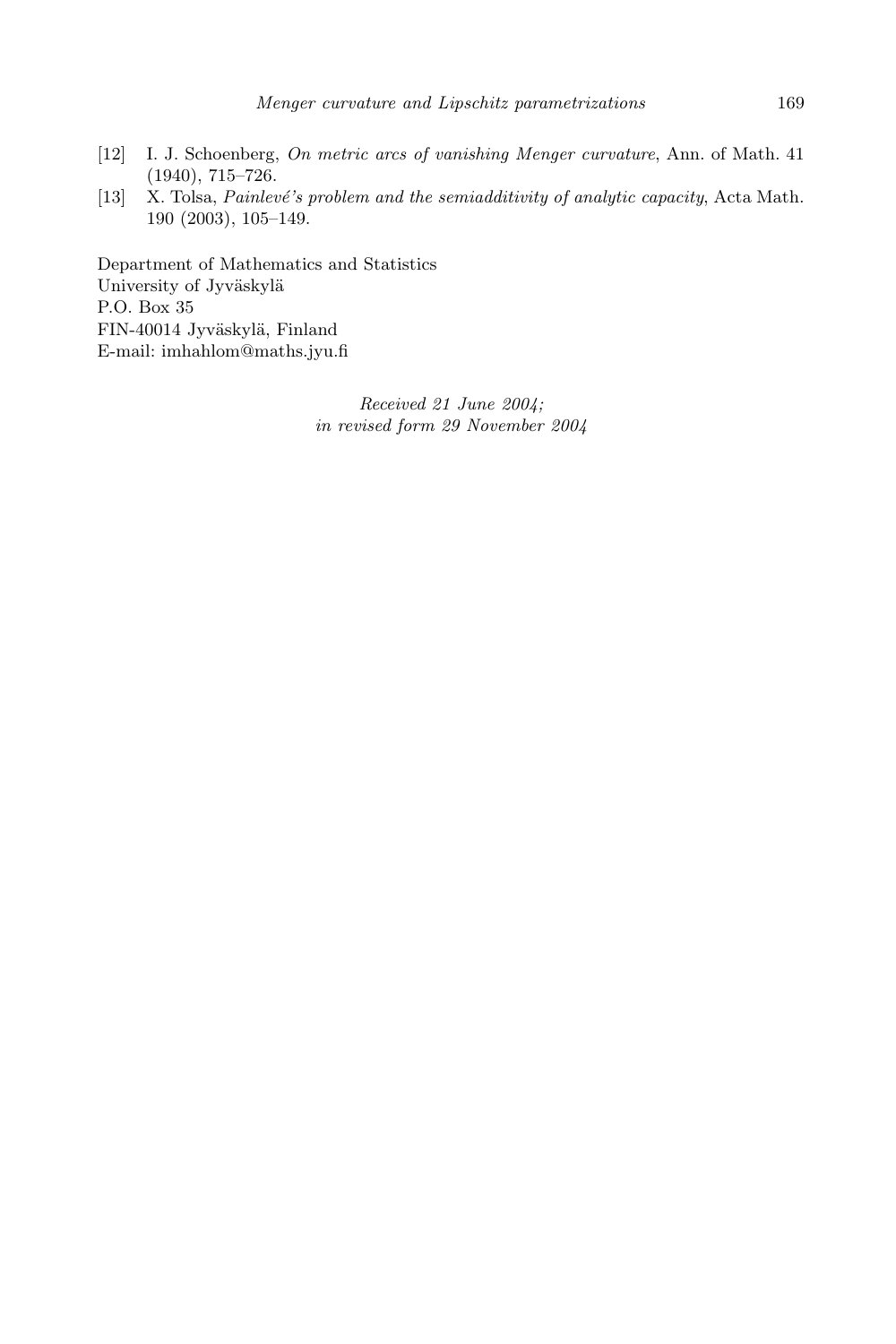[12] I. J. Schoenberg, *On metric arcs of vanishing Menger curvature*, Ann. of Math. 41 (1940), 715–726.

[13] X. Tolsa, *Painlevé's problem and the semiadditivity of analytic capacity*, Acta Math. 190 (2003), 105–149.

Department of Mathematics and Statistics
University of Jyväskylä
P.O. Box 35
FIN-40014 Jyväskylä, Finland
E-mail: imhahlom@maths.jyu.fi

*Received 21 June 2004;*
*in revised form 29 November 2004*